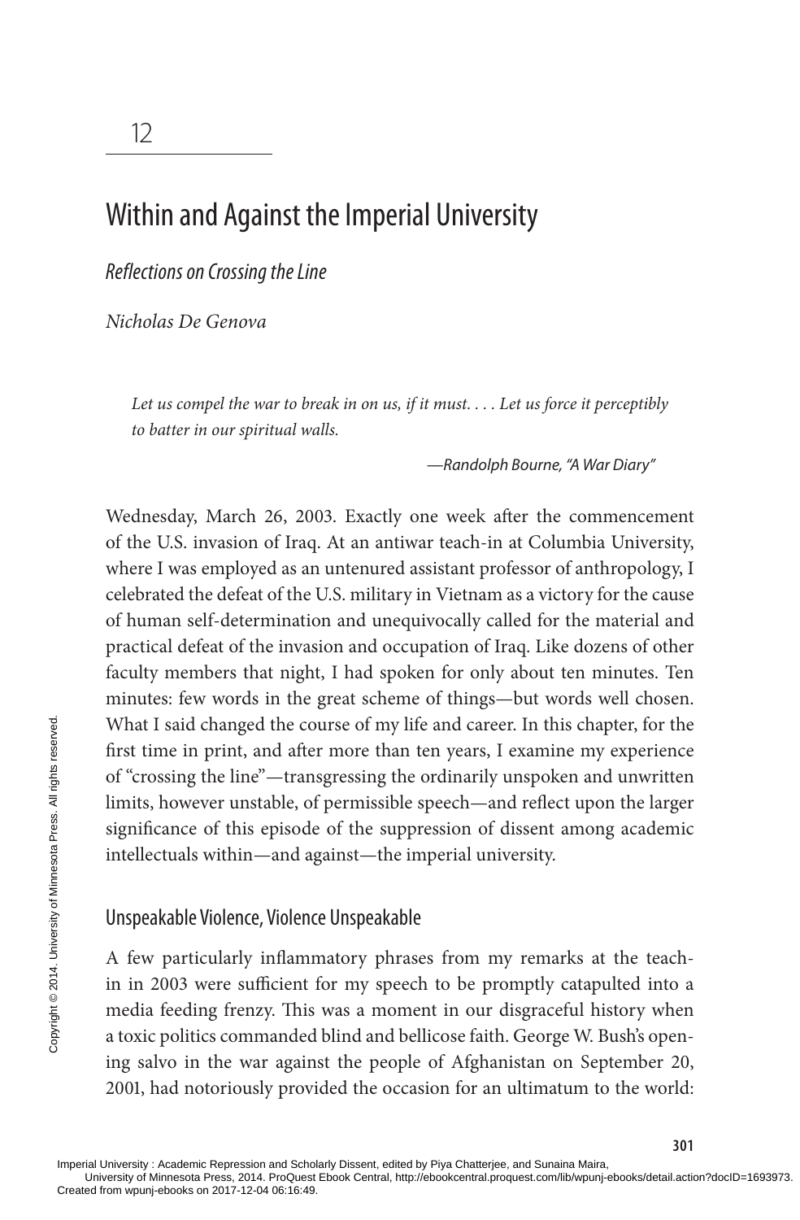12

# Within and Against the Imperial University

## *Reflections on Crossing the Line*

*Nicholas De Genova*

> *Let us compel the war to break in on us, if it must. . . . Let us force it perceptibly to batter in our spiritual walls.*
>
> —*Randolph Bourne, "A War Diary"*

Wednesday, March 26, 2003. Exactly one week after the commencement of the U.S. invasion of Iraq. At an antiwar teach-in at Columbia University, where I was employed as an untenured assistant professor of anthropology, I celebrated the defeat of the U.S. military in Vietnam as a victory for the cause of human self-determination and unequivocally called for the material and practical defeat of the invasion and occupation of Iraq. Like dozens of other faculty members that night, I had spoken for only about ten minutes. Ten minutes: few words in the great scheme of things—but words well chosen. What I said changed the course of my life and career. In this chapter, for the first time in print, and after more than ten years, I examine my experience of "crossing the line"—transgressing the ordinarily unspoken and unwritten limits, however unstable, of permissible speech—and reflect upon the larger significance of this episode of the suppression of dissent among academic intellectuals within—and against—the imperial university.

### Unspeakable Violence, Violence Unspeakable

A few particularly inflammatory phrases from my remarks at the teach-in in 2003 were sufficient for my speech to be promptly catapulted into a media feeding frenzy. This was a moment in our disgraceful history when a toxic politics commanded blind and bellicose faith. George W. Bush's opening salvo in the war against the people of Afghanistan on September 20, 2001, had notoriously provided the occasion for an ultimatum to the world: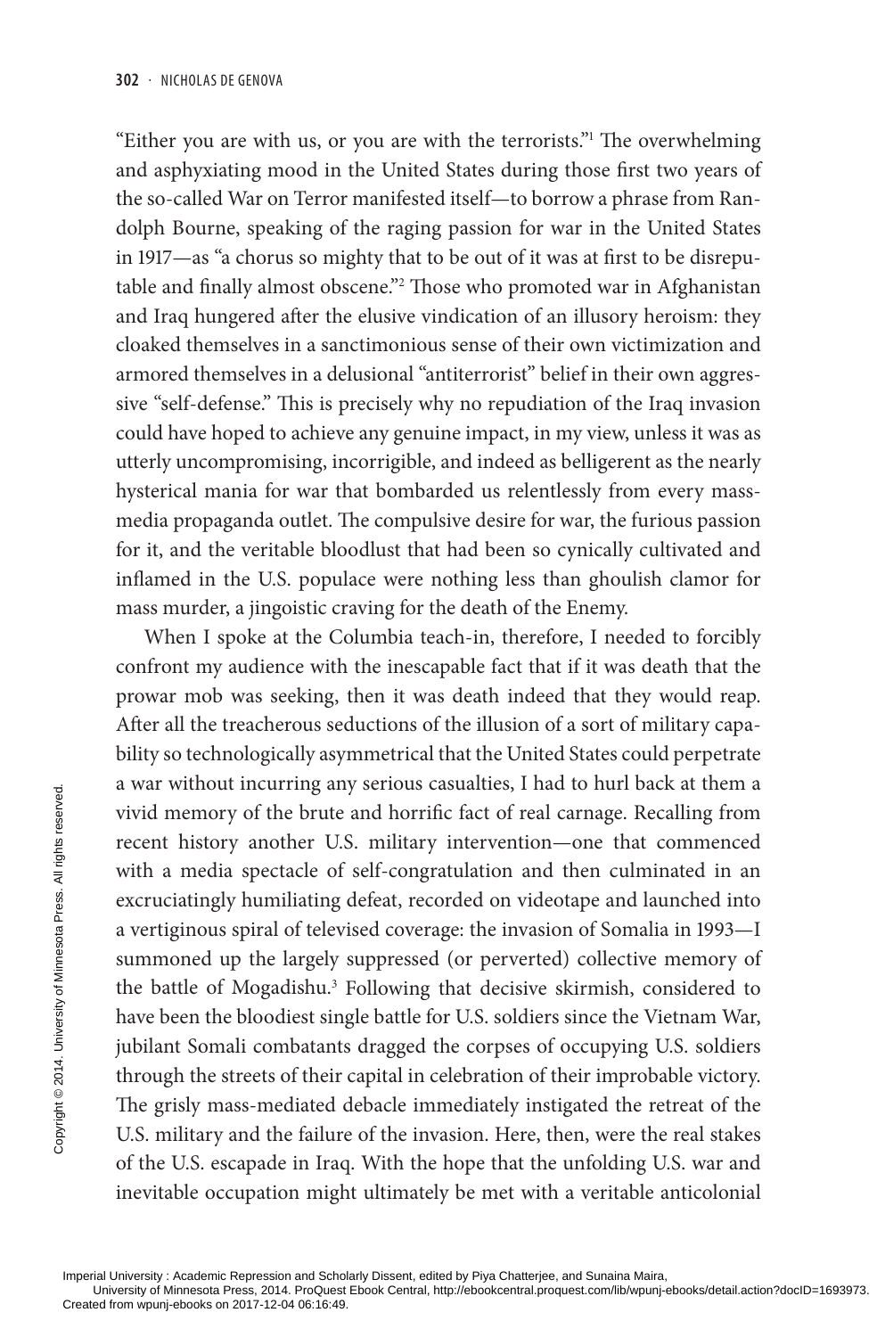"Either you are with us, or you are with the terrorists."[1] The overwhelming and asphyxiating mood in the United States during those first two years of the so-called War on Terror manifested itself—to borrow a phrase from Randolph Bourne, speaking of the raging passion for war in the United States in 1917—as "a chorus so mighty that to be out of it was at first to be disreputable and finally almost obscene."[2] Those who promoted war in Afghanistan and Iraq hungered after the elusive vindication of an illusory heroism: they cloaked themselves in a sanctimonious sense of their own victimization and armored themselves in a delusional "antiterrorist" belief in their own aggressive "self-defense." This is precisely why no repudiation of the Iraq invasion could have hoped to achieve any genuine impact, in my view, unless it was as utterly uncompromising, incorrigible, and indeed as belligerent as the nearly hysterical mania for war that bombarded us relentlessly from every mass-media propaganda outlet. The compulsive desire for war, the furious passion for it, and the veritable bloodlust that had been so cynically cultivated and inflamed in the U.S. populace were nothing less than ghoulish clamor for mass murder, a jingoistic craving for the death of the Enemy.

When I spoke at the Columbia teach-in, therefore, I needed to forcibly confront my audience with the inescapable fact that if it was death that the prowar mob was seeking, then it was death indeed that they would reap. After all the treacherous seductions of the illusion of a sort of military capability so technologically asymmetrical that the United States could perpetrate a war without incurring any serious casualties, I had to hurl back at them a vivid memory of the brute and horrific fact of real carnage. Recalling from recent history another U.S. military intervention—one that commenced with a media spectacle of self-congratulation and then culminated in an excruciatingly humiliating defeat, recorded on videotape and launched into a vertiginous spiral of televised coverage: the invasion of Somalia in 1993—I summoned up the largely suppressed (or perverted) collective memory of the battle of Mogadishu.[3] Following that decisive skirmish, considered to have been the bloodiest single battle for U.S. soldiers since the Vietnam War, jubilant Somali combatants dragged the corpses of occupying U.S. soldiers through the streets of their capital in celebration of their improbable victory. The grisly mass-mediated debacle immediately instigated the retreat of the U.S. military and the failure of the invasion. Here, then, were the real stakes of the U.S. escapade in Iraq. With the hope that the unfolding U.S. war and inevitable occupation might ultimately be met with a veritable anticolonial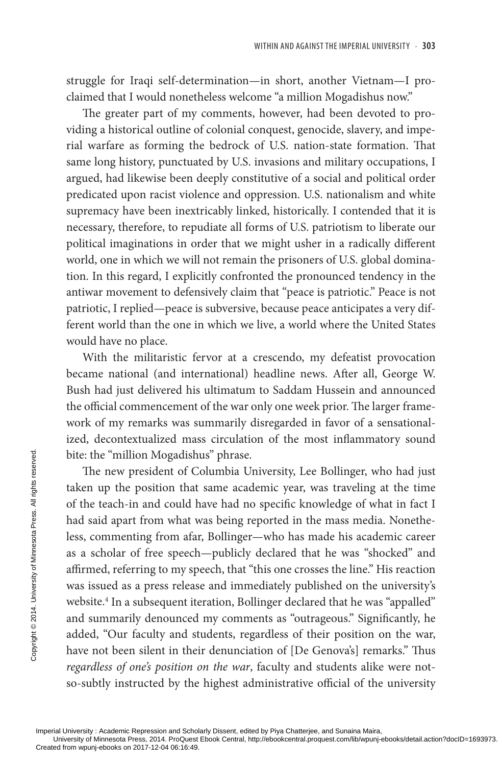struggle for Iraqi self-determination—in short, another Vietnam—I proclaimed that I would nonetheless welcome "a million Mogadishus now."

The greater part of my comments, however, had been devoted to providing a historical outline of colonial conquest, genocide, slavery, and imperial warfare as forming the bedrock of U.S. nation-state formation. That same long history, punctuated by U.S. invasions and military occupations, I argued, had likewise been deeply constitutive of a social and political order predicated upon racist violence and oppression. U.S. nationalism and white supremacy have been inextricably linked, historically. I contended that it is necessary, therefore, to repudiate all forms of U.S. patriotism to liberate our political imaginations in order that we might usher in a radically different world, one in which we will not remain the prisoners of U.S. global domination. In this regard, I explicitly confronted the pronounced tendency in the antiwar movement to defensively claim that "peace is patriotic." Peace is not patriotic, I replied—peace is subversive, because peace anticipates a very different world than the one in which we live, a world where the United States would have no place.

With the militaristic fervor at a crescendo, my defeatist provocation became national (and international) headline news. After all, George W. Bush had just delivered his ultimatum to Saddam Hussein and announced the official commencement of the war only one week prior. The larger framework of my remarks was summarily disregarded in favor of a sensationalized, decontextualized mass circulation of the most inflammatory sound bite: the "million Mogadishus" phrase.

The new president of Columbia University, Lee Bollinger, who had just taken up the position that same academic year, was traveling at the time of the teach-in and could have had no specific knowledge of what in fact I had said apart from what was being reported in the mass media. Nonetheless, commenting from afar, Bollinger—who has made his academic career as a scholar of free speech—publicly declared that he was "shocked" and affirmed, referring to my speech, that "this one crosses the line." His reaction was issued as a press release and immediately published on the university's website.[4] In a subsequent iteration, Bollinger declared that he was "appalled" and summarily denounced my comments as "outrageous." Significantly, he added, "Our faculty and students, regardless of their position on the war, have not been silent in their denunciation of [De Genova's] remarks." Thus *regardless of one's position on the war*, faculty and students alike were not-so-subtly instructed by the highest administrative official of the university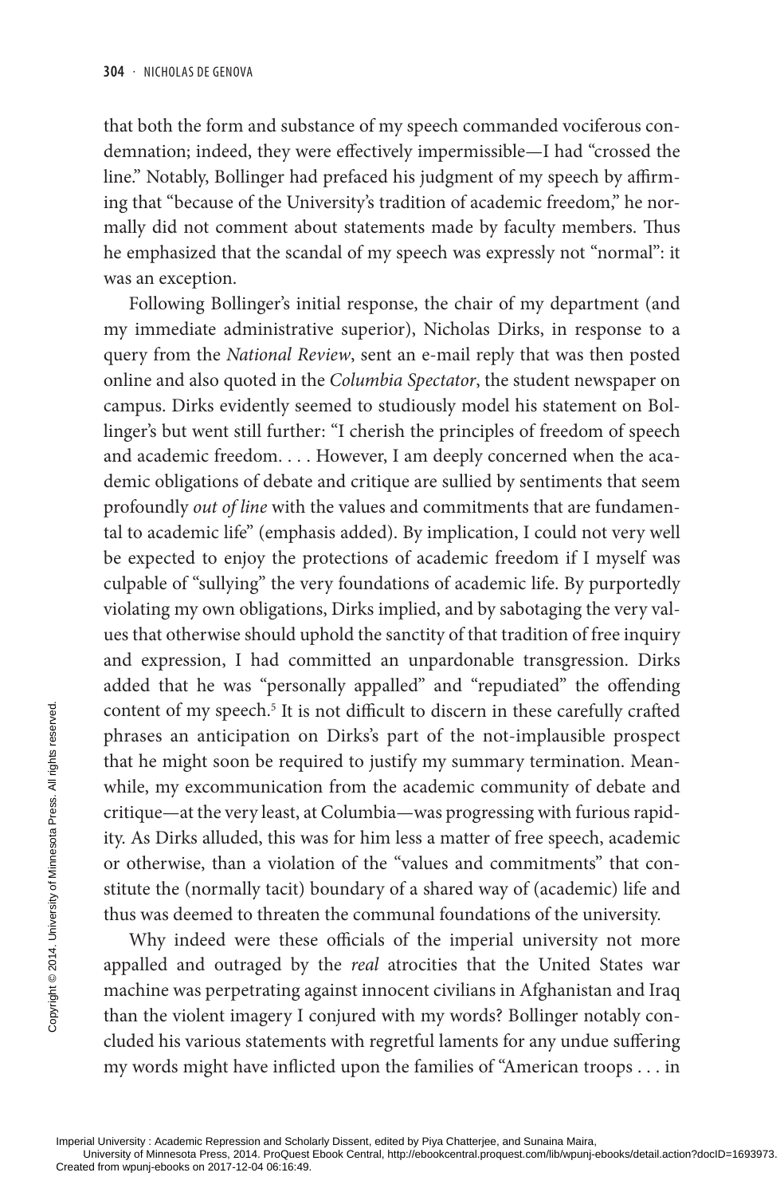that both the form and substance of my speech commanded vociferous condemnation; indeed, they were effectively impermissible—I had "crossed the line." Notably, Bollinger had prefaced his judgment of my speech by affirming that "because of the University's tradition of academic freedom," he normally did not comment about statements made by faculty members. Thus he emphasized that the scandal of my speech was expressly not "normal": it was an exception.

Following Bollinger's initial response, the chair of my department (and my immediate administrative superior), Nicholas Dirks, in response to a query from the *National Review*, sent an e-mail reply that was then posted online and also quoted in the *Columbia Spectator*, the student newspaper on campus. Dirks evidently seemed to studiously model his statement on Bollinger's but went still further: "I cherish the principles of freedom of speech and academic freedom. . . . However, I am deeply concerned when the academic obligations of debate and critique are sullied by sentiments that seem profoundly *out of line* with the values and commitments that are fundamental to academic life" (emphasis added). By implication, I could not very well be expected to enjoy the protections of academic freedom if I myself was culpable of "sullying" the very foundations of academic life. By purportedly violating my own obligations, Dirks implied, and by sabotaging the very values that otherwise should uphold the sanctity of that tradition of free inquiry and expression, I had committed an unpardonable transgression. Dirks added that he was "personally appalled" and "repudiated" the offending content of my speech.[5] It is not difficult to discern in these carefully crafted phrases an anticipation on Dirks's part of the not-implausible prospect that he might soon be required to justify my summary termination. Meanwhile, my excommunication from the academic community of debate and critique—at the very least, at Columbia—was progressing with furious rapidity. As Dirks alluded, this was for him less a matter of free speech, academic or otherwise, than a violation of the "values and commitments" that constitute the (normally tacit) boundary of a shared way of (academic) life and thus was deemed to threaten the communal foundations of the university.

Why indeed were these officials of the imperial university not more appalled and outraged by the *real* atrocities that the United States war machine was perpetrating against innocent civilians in Afghanistan and Iraq than the violent imagery I conjured with my words? Bollinger notably concluded his various statements with regretful laments for any undue suffering my words might have inflicted upon the families of "American troops . . . in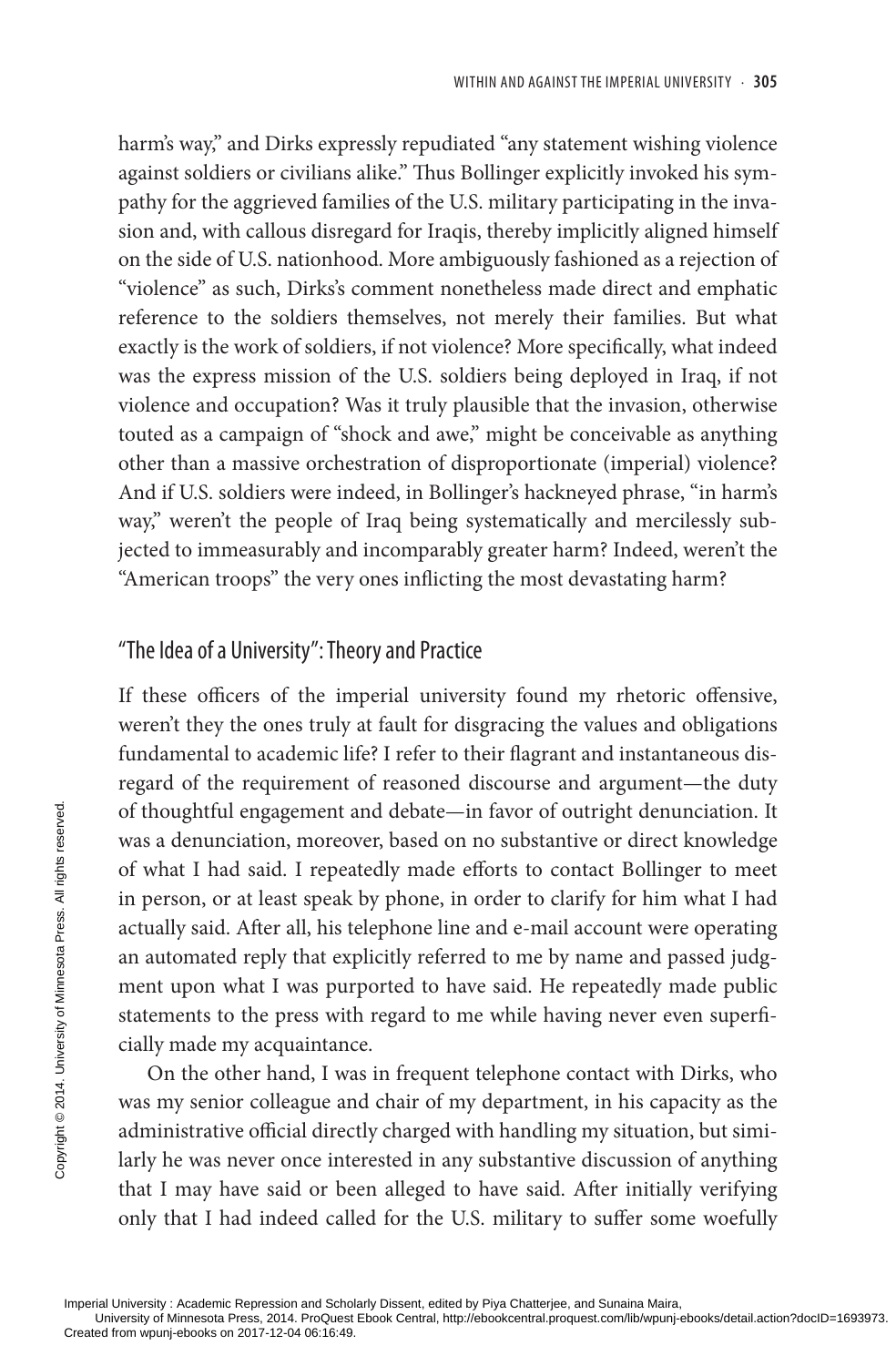harm's way," and Dirks expressly repudiated "any statement wishing violence against soldiers or civilians alike." Thus Bollinger explicitly invoked his sympathy for the aggrieved families of the U.S. military participating in the invasion and, with callous disregard for Iraqis, thereby implicitly aligned himself on the side of U.S. nationhood. More ambiguously fashioned as a rejection of "violence" as such, Dirks's comment nonetheless made direct and emphatic reference to the soldiers themselves, not merely their families. But what exactly is the work of soldiers, if not violence? More specifically, what indeed was the express mission of the U.S. soldiers being deployed in Iraq, if not violence and occupation? Was it truly plausible that the invasion, otherwise touted as a campaign of "shock and awe," might be conceivable as anything other than a massive orchestration of disproportionate (imperial) violence? And if U.S. soldiers were indeed, in Bollinger's hackneyed phrase, "in harm's way," weren't the people of Iraq being systematically and mercilessly subjected to immeasurably and incomparably greater harm? Indeed, weren't the "American troops" the very ones inflicting the most devastating harm?

## "The Idea of a University": Theory and Practice

If these officers of the imperial university found my rhetoric offensive, weren't they the ones truly at fault for disgracing the values and obligations fundamental to academic life? I refer to their flagrant and instantaneous disregard of the requirement of reasoned discourse and argument—the duty of thoughtful engagement and debate—in favor of outright denunciation. It was a denunciation, moreover, based on no substantive or direct knowledge of what I had said. I repeatedly made efforts to contact Bollinger to meet in person, or at least speak by phone, in order to clarify for him what I had actually said. After all, his telephone line and e-mail account were operating an automated reply that explicitly referred to me by name and passed judgment upon what I was purported to have said. He repeatedly made public statements to the press with regard to me while having never even superficially made my acquaintance.

On the other hand, I was in frequent telephone contact with Dirks, who was my senior colleague and chair of my department, in his capacity as the administrative official directly charged with handling my situation, but similarly he was never once interested in any substantive discussion of anything that I may have said or been alleged to have said. After initially verifying only that I had indeed called for the U.S. military to suffer some woefully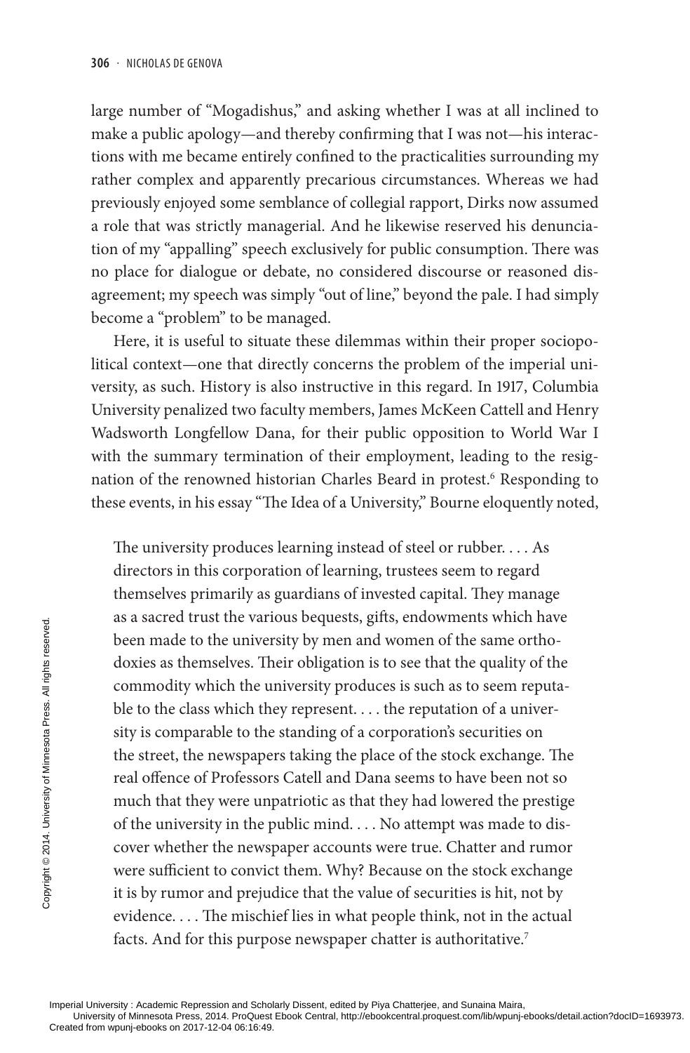large number of "Mogadishus," and asking whether I was at all inclined to make a public apology—and thereby confirming that I was not—his interactions with me became entirely confined to the practicalities surrounding my rather complex and apparently precarious circumstances. Whereas we had previously enjoyed some semblance of collegial rapport, Dirks now assumed a role that was strictly managerial. And he likewise reserved his denunciation of my "appalling" speech exclusively for public consumption. There was no place for dialogue or debate, no considered discourse or reasoned disagreement; my speech was simply "out of line," beyond the pale. I had simply become a "problem" to be managed.

Here, it is useful to situate these dilemmas within their proper sociopolitical context—one that directly concerns the problem of the imperial university, as such. History is also instructive in this regard. In 1917, Columbia University penalized two faculty members, James McKeen Cattell and Henry Wadsworth Longfellow Dana, for their public opposition to World War I with the summary termination of their employment, leading to the resignation of the renowned historian Charles Beard in protest.[6] Responding to these events, in his essay "The Idea of a University," Bourne eloquently noted,

> The university produces learning instead of steel or rubber. . . . As directors in this corporation of learning, trustees seem to regard themselves primarily as guardians of invested capital. They manage as a sacred trust the various bequests, gifts, endowments which have been made to the university by men and women of the same orthodoxies as themselves. Their obligation is to see that the quality of the commodity which the university produces is such as to seem reputable to the class which they represent. . . . the reputation of a university is comparable to the standing of a corporation's securities on the street, the newspapers taking the place of the stock exchange. The real offence of Professors Catell and Dana seems to have been not so much that they were unpatriotic as that they had lowered the prestige of the university in the public mind. . . . No attempt was made to discover whether the newspaper accounts were true. Chatter and rumor were sufficient to convict them. Why? Because on the stock exchange it is by rumor and prejudice that the value of securities is hit, not by evidence. . . . The mischief lies in what people think, not in the actual facts. And for this purpose newspaper chatter is authoritative.[7]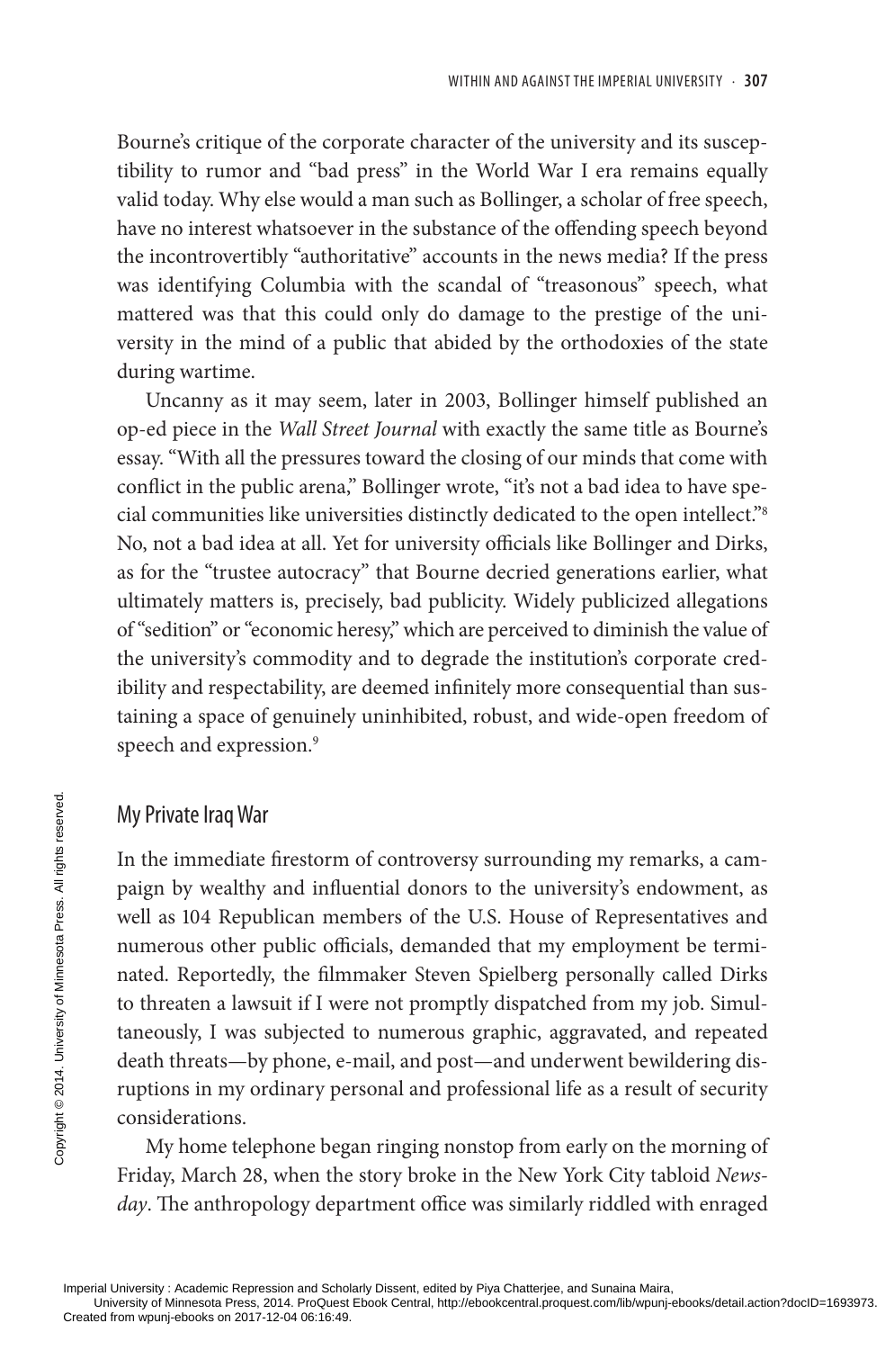Bourne's critique of the corporate character of the university and its susceptibility to rumor and "bad press" in the World War I era remains equally valid today. Why else would a man such as Bollinger, a scholar of free speech, have no interest whatsoever in the substance of the offending speech beyond the incontrovertibly "authoritative" accounts in the news media? If the press was identifying Columbia with the scandal of "treasonous" speech, what mattered was that this could only do damage to the prestige of the university in the mind of a public that abided by the orthodoxies of the state during wartime.

Uncanny as it may seem, later in 2003, Bollinger himself published an op-ed piece in the *Wall Street Journal* with exactly the same title as Bourne's essay. "With all the pressures toward the closing of our minds that come with conflict in the public arena," Bollinger wrote, "it's not a bad idea to have special communities like universities distinctly dedicated to the open intellect."[8] No, not a bad idea at all. Yet for university officials like Bollinger and Dirks, as for the "trustee autocracy" that Bourne decried generations earlier, what ultimately matters is, precisely, bad publicity. Widely publicized allegations of "sedition" or "economic heresy," which are perceived to diminish the value of the university's commodity and to degrade the institution's corporate credibility and respectability, are deemed infinitely more consequential than sustaining a space of genuinely uninhibited, robust, and wide-open freedom of speech and expression.[9]

## My Private Iraq War

In the immediate firestorm of controversy surrounding my remarks, a campaign by wealthy and influential donors to the university's endowment, as well as 104 Republican members of the U.S. House of Representatives and numerous other public officials, demanded that my employment be terminated. Reportedly, the filmmaker Steven Spielberg personally called Dirks to threaten a lawsuit if I were not promptly dispatched from my job. Simultaneously, I was subjected to numerous graphic, aggravated, and repeated death threats—by phone, e-mail, and post—and underwent bewildering disruptions in my ordinary personal and professional life as a result of security considerations.

My home telephone began ringing nonstop from early on the morning of Friday, March 28, when the story broke in the New York City tabloid *Newsday*. The anthropology department office was similarly riddled with enraged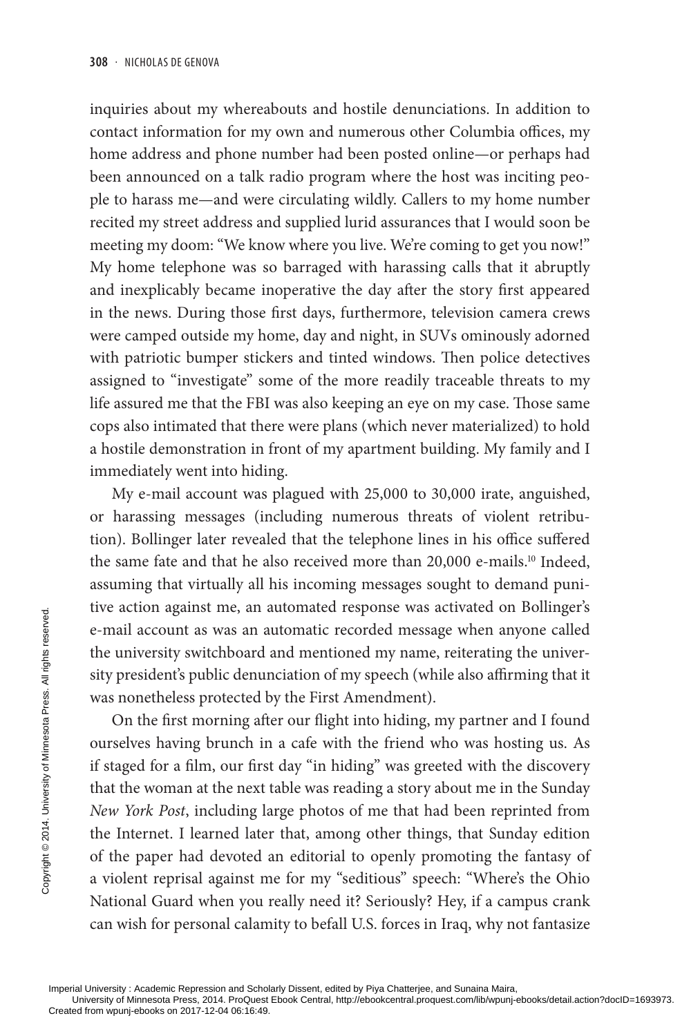inquiries about my whereabouts and hostile denunciations. In addition to contact information for my own and numerous other Columbia offices, my home address and phone number had been posted online—or perhaps had been announced on a talk radio program where the host was inciting people to harass me—and were circulating wildly. Callers to my home number recited my street address and supplied lurid assurances that I would soon be meeting my doom: "We know where you live. We're coming to get you now!" My home telephone was so barraged with harassing calls that it abruptly and inexplicably became inoperative the day after the story first appeared in the news. During those first days, furthermore, television camera crews were camped outside my home, day and night, in SUVs ominously adorned with patriotic bumper stickers and tinted windows. Then police detectives assigned to "investigate" some of the more readily traceable threats to my life assured me that the FBI was also keeping an eye on my case. Those same cops also intimated that there were plans (which never materialized) to hold a hostile demonstration in front of my apartment building. My family and I immediately went into hiding.

My e-mail account was plagued with 25,000 to 30,000 irate, anguished, or harassing messages (including numerous threats of violent retribution). Bollinger later revealed that the telephone lines in his office suffered the same fate and that he also received more than 20,000 e-mails.[10] Indeed, assuming that virtually all his incoming messages sought to demand punitive action against me, an automated response was activated on Bollinger's e-mail account as was an automatic recorded message when anyone called the university switchboard and mentioned my name, reiterating the university president's public denunciation of my speech (while also affirming that it was nonetheless protected by the First Amendment).

On the first morning after our flight into hiding, my partner and I found ourselves having brunch in a cafe with the friend who was hosting us. As if staged for a film, our first day "in hiding" was greeted with the discovery that the woman at the next table was reading a story about me in the Sunday *New York Post*, including large photos of me that had been reprinted from the Internet. I learned later that, among other things, that Sunday edition of the paper had devoted an editorial to openly promoting the fantasy of a violent reprisal against me for my "seditious" speech: "Where's the Ohio National Guard when you really need it? Seriously? Hey, if a campus crank can wish for personal calamity to befall U.S. forces in Iraq, why not fantasize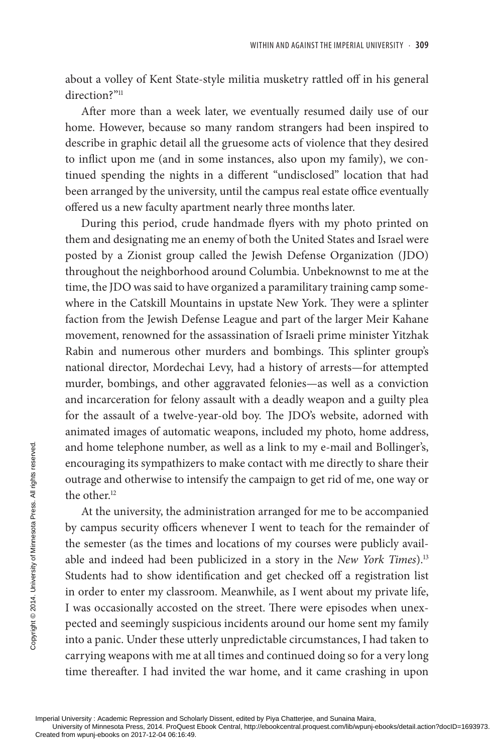about a volley of Kent State-style militia musketry rattled off in his general direction?"[11]

After more than a week later, we eventually resumed daily use of our home. However, because so many random strangers had been inspired to describe in graphic detail all the gruesome acts of violence that they desired to inflict upon me (and in some instances, also upon my family), we continued spending the nights in a different "undisclosed" location that had been arranged by the university, until the campus real estate office eventually offered us a new faculty apartment nearly three months later.

During this period, crude handmade flyers with my photo printed on them and designating me an enemy of both the United States and Israel were posted by a Zionist group called the Jewish Defense Organization (JDO) throughout the neighborhood around Columbia. Unbeknownst to me at the time, the JDO was said to have organized a paramilitary training camp somewhere in the Catskill Mountains in upstate New York. They were a splinter faction from the Jewish Defense League and part of the larger Meir Kahane movement, renowned for the assassination of Israeli prime minister Yitzhak Rabin and numerous other murders and bombings. This splinter group's national director, Mordechai Levy, had a history of arrests—for attempted murder, bombings, and other aggravated felonies—as well as a conviction and incarceration for felony assault with a deadly weapon and a guilty plea for the assault of a twelve-year-old boy. The JDO's website, adorned with animated images of automatic weapons, included my photo, home address, and home telephone number, as well as a link to my e-mail and Bollinger's, encouraging its sympathizers to make contact with me directly to share their outrage and otherwise to intensify the campaign to get rid of me, one way or the other.[12]

At the university, the administration arranged for me to be accompanied by campus security officers whenever I went to teach for the remainder of the semester (as the times and locations of my courses were publicly available and indeed had been publicized in a story in the *New York Times*).[13] Students had to show identification and get checked off a registration list in order to enter my classroom. Meanwhile, as I went about my private life, I was occasionally accosted on the street. There were episodes when unexpected and seemingly suspicious incidents around our home sent my family into a panic. Under these utterly unpredictable circumstances, I had taken to carrying weapons with me at all times and continued doing so for a very long time thereafter. I had invited the war home, and it came crashing in upon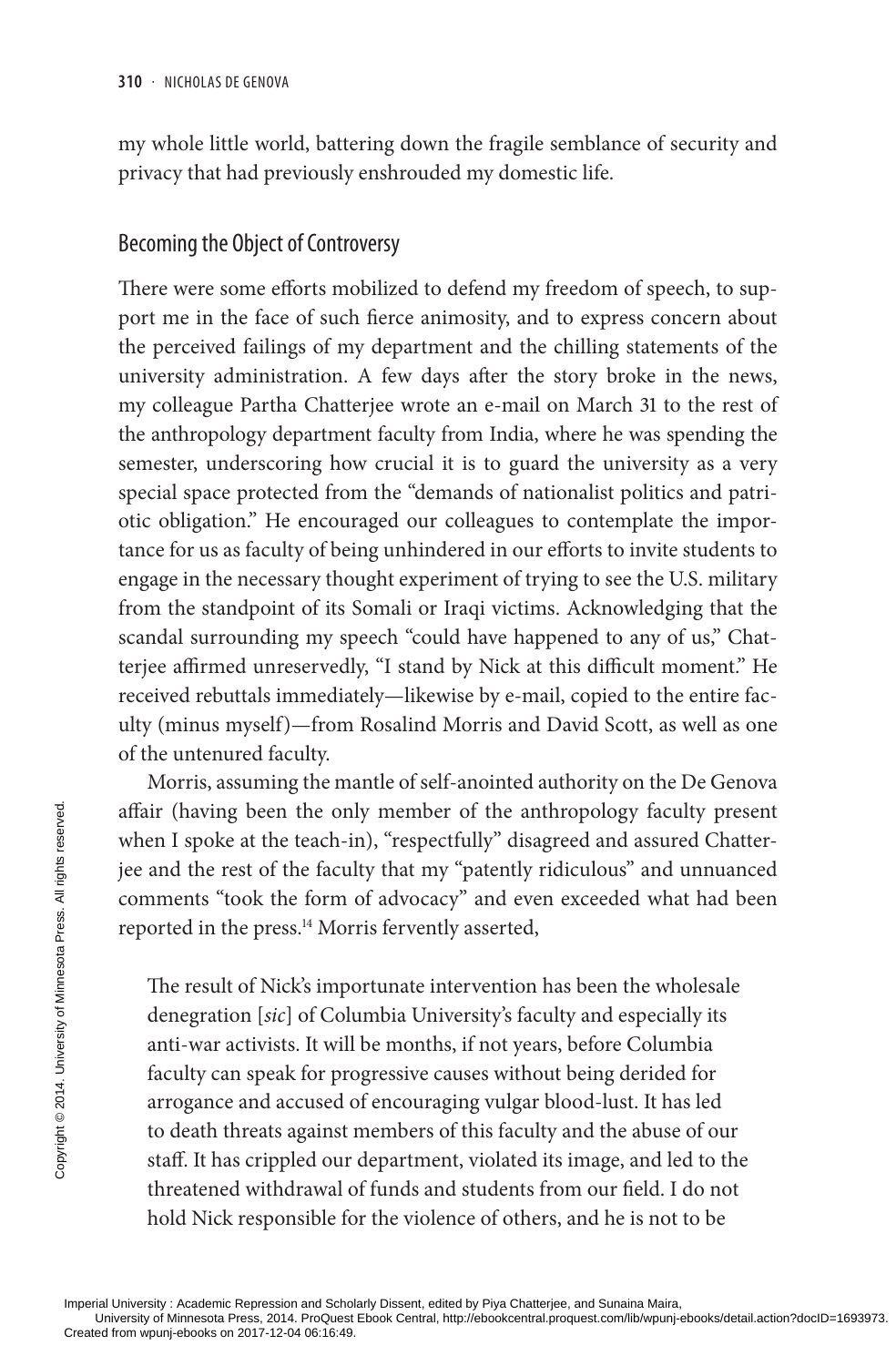my whole little world, battering down the fragile semblance of security and privacy that had previously enshrouded my domestic life.

## Becoming the Object of Controversy

There were some efforts mobilized to defend my freedom of speech, to support me in the face of such fierce animosity, and to express concern about the perceived failings of my department and the chilling statements of the university administration. A few days after the story broke in the news, my colleague Partha Chatterjee wrote an e-mail on March 31 to the rest of the anthropology department faculty from India, where he was spending the semester, underscoring how crucial it is to guard the university as a very special space protected from the "demands of nationalist politics and patriotic obligation." He encouraged our colleagues to contemplate the importance for us as faculty of being unhindered in our efforts to invite students to engage in the necessary thought experiment of trying to see the U.S. military from the standpoint of its Somali or Iraqi victims. Acknowledging that the scandal surrounding my speech "could have happened to any of us," Chatterjee affirmed unreservedly, "I stand by Nick at this difficult moment." He received rebuttals immediately—likewise by e-mail, copied to the entire faculty (minus myself)—from Rosalind Morris and David Scott, as well as one of the untenured faculty.

Morris, assuming the mantle of self-anointed authority on the De Genova affair (having been the only member of the anthropology faculty present when I spoke at the teach-in), "respectfully" disagreed and assured Chatterjee and the rest of the faculty that my "patently ridiculous" and unnuanced comments "took the form of advocacy" and even exceeded what had been reported in the press.[14] Morris fervently asserted,

> The result of Nick's importunate intervention has been the wholesale denegration [*sic*] of Columbia University's faculty and especially its anti-war activists. It will be months, if not years, before Columbia faculty can speak for progressive causes without being derided for arrogance and accused of encouraging vulgar blood-lust. It has led to death threats against members of this faculty and the abuse of our staff. It has crippled our department, violated its image, and led to the threatened withdrawal of funds and students from our field. I do not hold Nick responsible for the violence of others, and he is not to be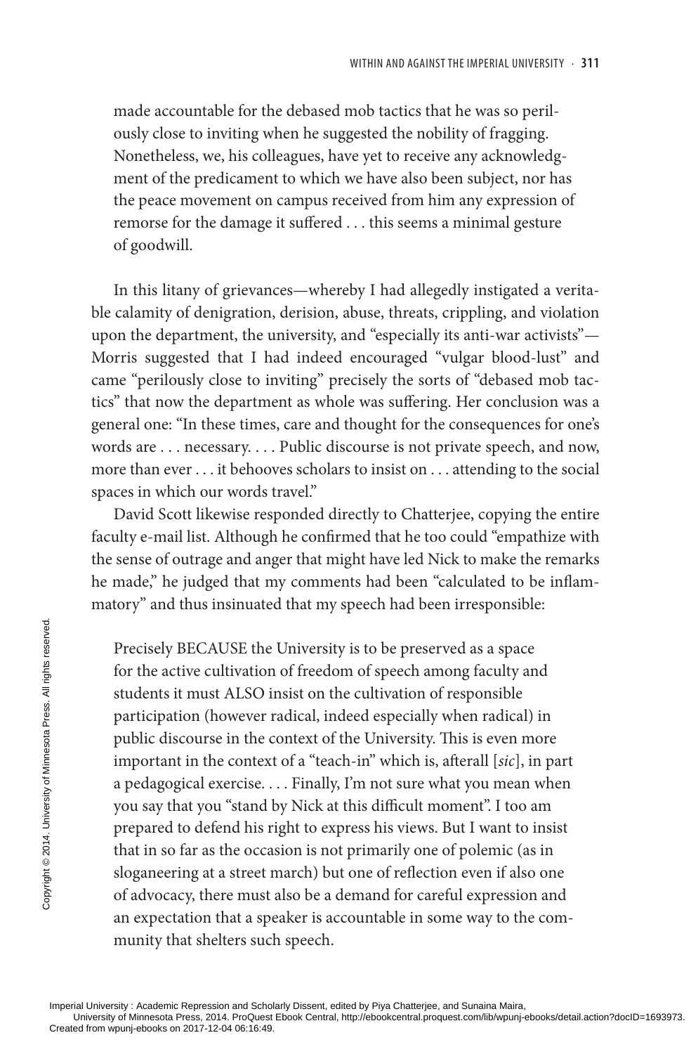made accountable for the debased mob tactics that he was so perilously close to inviting when he suggested the nobility of fragging. Nonetheless, we, his colleagues, have yet to receive any acknowledgment of the predicament to which we have also been subject, nor has the peace movement on campus received from him any expression of remorse for the damage it suffered . . . this seems a minimal gesture of goodwill.

In this litany of grievances—whereby I had allegedly instigated a veritable calamity of denigration, derision, abuse, threats, crippling, and violation upon the department, the university, and "especially its anti-war activists"—Morris suggested that I had indeed encouraged "vulgar blood-lust" and came "perilously close to inviting" precisely the sorts of "debased mob tactics" that now the department as whole was suffering. Her conclusion was a general one: "In these times, care and thought for the consequences for one's words are . . . necessary. . . . Public discourse is not private speech, and now, more than ever . . . it behooves scholars to insist on . . . attending to the social spaces in which our words travel."

David Scott likewise responded directly to Chatterjee, copying the entire faculty e-mail list. Although he confirmed that he too could "empathize with the sense of outrage and anger that might have led Nick to make the remarks he made," he judged that my comments had been "calculated to be inflammatory" and thus insinuated that my speech had been irresponsible:

> Precisely BECAUSE the University is to be preserved as a space for the active cultivation of freedom of speech among faculty and students it must ALSO insist on the cultivation of responsible participation (however radical, indeed especially when radical) in public discourse in the context of the University. This is even more important in the context of a "teach-in" which is, afterall [*sic*], in part a pedagogical exercise. . . . Finally, I'm not sure what you mean when you say that you "stand by Nick at this difficult moment". I too am prepared to defend his right to express his views. But I want to insist that in so far as the occasion is not primarily one of polemic (as in sloganeering at a street march) but one of reflection even if also one of advocacy, there must also be a demand for careful expression and an expectation that a speaker is accountable in some way to the community that shelters such speech.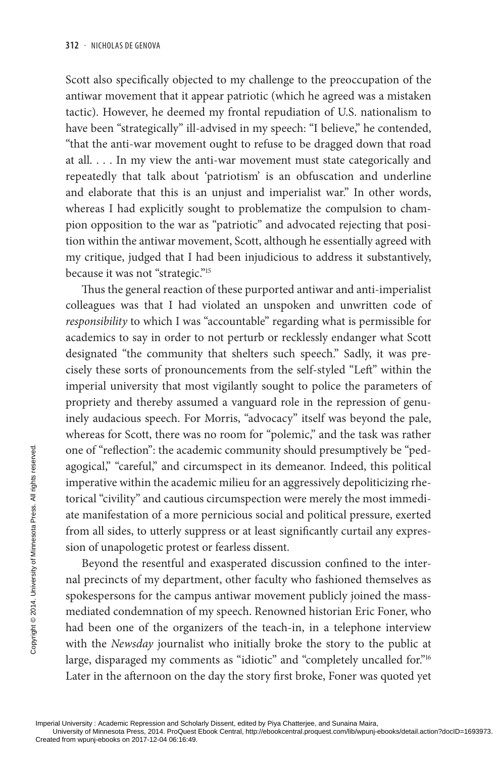Scott also specifically objected to my challenge to the preoccupation of the antiwar movement that it appear patriotic (which he agreed was a mistaken tactic). However, he deemed my frontal repudiation of U.S. nationalism to have been "strategically" ill-advised in my speech: "I believe," he contended, "that the anti-war movement ought to refuse to be dragged down that road at all. . . . In my view the anti-war movement must state categorically and repeatedly that talk about 'patriotism' is an obfuscation and underline and elaborate that this is an unjust and imperialist war." In other words, whereas I had explicitly sought to problematize the compulsion to champion opposition to the war as "patriotic" and advocated rejecting that position within the antiwar movement, Scott, although he essentially agreed with my critique, judged that I had been injudicious to address it substantively, because it was not "strategic."[15]

Thus the general reaction of these purported antiwar and anti-imperialist colleagues was that I had violated an unspoken and unwritten code of *responsibility* to which I was "accountable" regarding what is permissible for academics to say in order to not perturb or recklessly endanger what Scott designated "the community that shelters such speech." Sadly, it was precisely these sorts of pronouncements from the self-styled "Left" within the imperial university that most vigilantly sought to police the parameters of propriety and thereby assumed a vanguard role in the repression of genuinely audacious speech. For Morris, "advocacy" itself was beyond the pale, whereas for Scott, there was no room for "polemic," and the task was rather one of "reflection": the academic community should presumptively be "pedagogical," "careful," and circumspect in its demeanor. Indeed, this political imperative within the academic milieu for an aggressively depoliticizing rhetorical "civility" and cautious circumspection were merely the most immediate manifestation of a more pernicious social and political pressure, exerted from all sides, to utterly suppress or at least significantly curtail any expression of unapologetic protest or fearless dissent.

Beyond the resentful and exasperated discussion confined to the internal precincts of my department, other faculty who fashioned themselves as spokespersons for the campus antiwar movement publicly joined the mass-mediated condemnation of my speech. Renowned historian Eric Foner, who had been one of the organizers of the teach-in, in a telephone interview with the *Newsday* journalist who initially broke the story to the public at large, disparaged my comments as "idiotic" and "completely uncalled for."[16] Later in the afternoon on the day the story first broke, Foner was quoted yet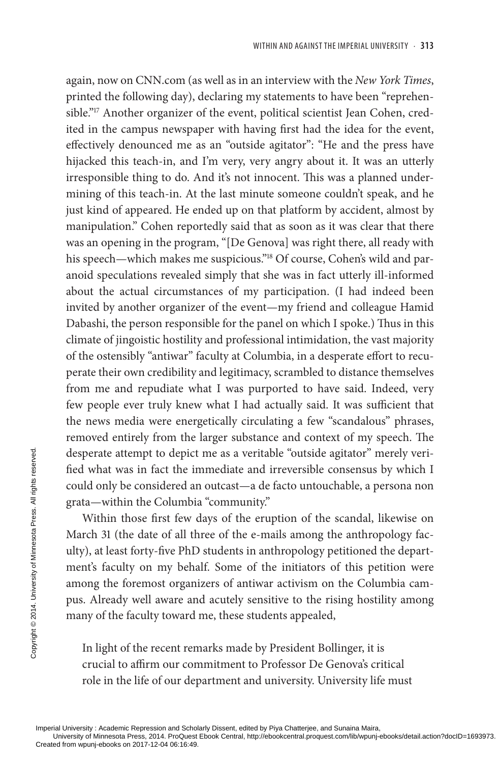again, now on CNN.com (as well as in an interview with the *New York Times*, printed the following day), declaring my statements to have been "reprehensible."[17] Another organizer of the event, political scientist Jean Cohen, credited in the campus newspaper with having first had the idea for the event, effectively denounced me as an "outside agitator": "He and the press have hijacked this teach-in, and I'm very, very angry about it. It was an utterly irresponsible thing to do. And it's not innocent. This was a planned undermining of this teach-in. At the last minute someone couldn't speak, and he just kind of appeared. He ended up on that platform by accident, almost by manipulation." Cohen reportedly said that as soon as it was clear that there was an opening in the program, "[De Genova] was right there, all ready with his speech—which makes me suspicious."[18] Of course, Cohen's wild and paranoid speculations revealed simply that she was in fact utterly ill-informed about the actual circumstances of my participation. (I had indeed been invited by another organizer of the event—my friend and colleague Hamid Dabashi, the person responsible for the panel on which I spoke.) Thus in this climate of jingoistic hostility and professional intimidation, the vast majority of the ostensibly "antiwar" faculty at Columbia, in a desperate effort to recuperate their own credibility and legitimacy, scrambled to distance themselves from me and repudiate what I was purported to have said. Indeed, very few people ever truly knew what I had actually said. It was sufficient that the news media were energetically circulating a few "scandalous" phrases, removed entirely from the larger substance and context of my speech. The desperate attempt to depict me as a veritable "outside agitator" merely verified what was in fact the immediate and irreversible consensus by which I could only be considered an outcast—a de facto untouchable, a persona non grata—within the Columbia "community."

Within those first few days of the eruption of the scandal, likewise on March 31 (the date of all three of the e-mails among the anthropology faculty), at least forty-five PhD students in anthropology petitioned the department's faculty on my behalf. Some of the initiators of this petition were among the foremost organizers of antiwar activism on the Columbia campus. Already well aware and acutely sensitive to the rising hostility among many of the faculty toward me, these students appealed,

> In light of the recent remarks made by President Bollinger, it is crucial to affirm our commitment to Professor De Genova's critical role in the life of our department and university. University life must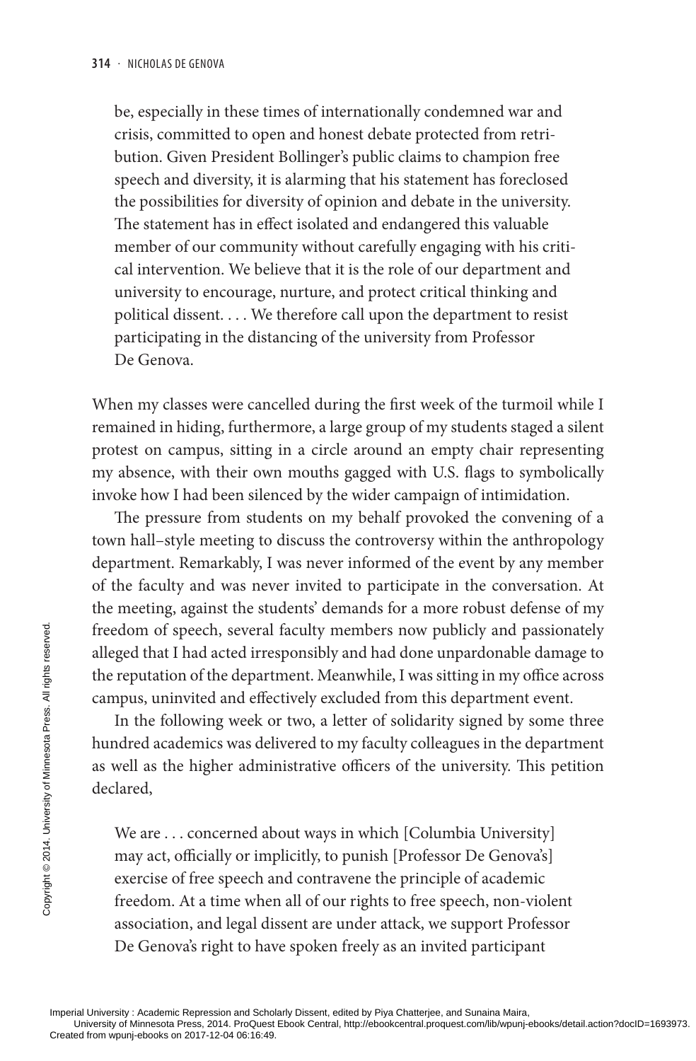be, especially in these times of internationally condemned war and crisis, committed to open and honest debate protected from retribution. Given President Bollinger's public claims to champion free speech and diversity, it is alarming that his statement has foreclosed the possibilities for diversity of opinion and debate in the university. The statement has in effect isolated and endangered this valuable member of our community without carefully engaging with his critical intervention. We believe that it is the role of our department and university to encourage, nurture, and protect critical thinking and political dissent. . . . We therefore call upon the department to resist participating in the distancing of the university from Professor De Genova.

When my classes were cancelled during the first week of the turmoil while I remained in hiding, furthermore, a large group of my students staged a silent protest on campus, sitting in a circle around an empty chair representing my absence, with their own mouths gagged with U.S. flags to symbolically invoke how I had been silenced by the wider campaign of intimidation.

The pressure from students on my behalf provoked the convening of a town hall–style meeting to discuss the controversy within the anthropology department. Remarkably, I was never informed of the event by any member of the faculty and was never invited to participate in the conversation. At the meeting, against the students' demands for a more robust defense of my freedom of speech, several faculty members now publicly and passionately alleged that I had acted irresponsibly and had done unpardonable damage to the reputation of the department. Meanwhile, I was sitting in my office across campus, uninvited and effectively excluded from this department event.

In the following week or two, a letter of solidarity signed by some three hundred academics was delivered to my faculty colleagues in the department as well as the higher administrative officers of the university. This petition declared,

> We are . . . concerned about ways in which [Columbia University] may act, officially or implicitly, to punish [Professor De Genova's] exercise of free speech and contravene the principle of academic freedom. At a time when all of our rights to free speech, non-violent association, and legal dissent are under attack, we support Professor De Genova's right to have spoken freely as an invited participant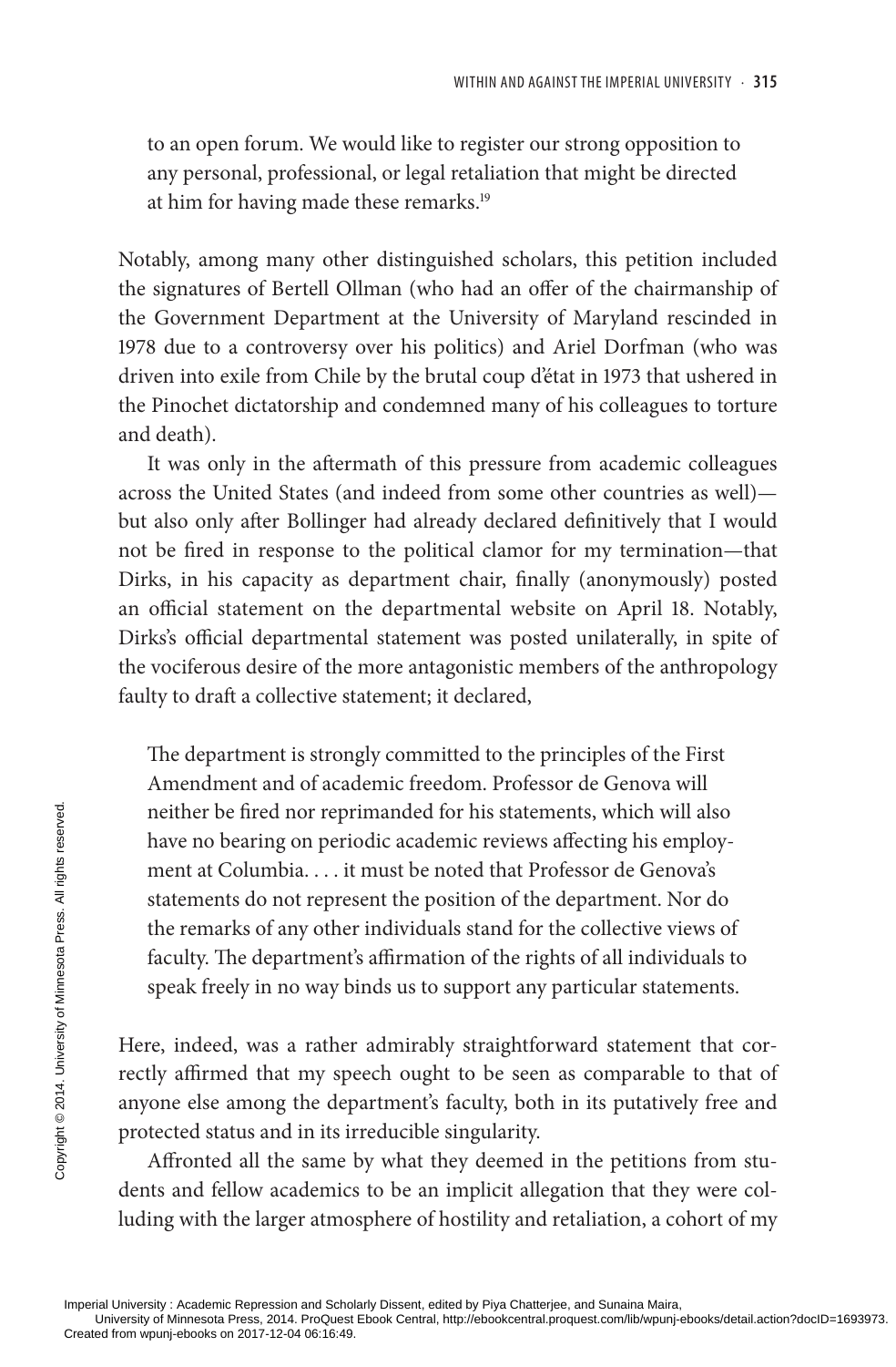to an open forum. We would like to register our strong opposition to any personal, professional, or legal retaliation that might be directed at him for having made these remarks.[19]

Notably, among many other distinguished scholars, this petition included the signatures of Bertell Ollman (who had an offer of the chairmanship of the Government Department at the University of Maryland rescinded in 1978 due to a controversy over his politics) and Ariel Dorfman (who was driven into exile from Chile by the brutal coup d'état in 1973 that ushered in the Pinochet dictatorship and condemned many of his colleagues to torture and death).

It was only in the aftermath of this pressure from academic colleagues across the United States (and indeed from some other countries as well)—but also only after Bollinger had already declared definitively that I would not be fired in response to the political clamor for my termination—that Dirks, in his capacity as department chair, finally (anonymously) posted an official statement on the departmental website on April 18. Notably, Dirks's official departmental statement was posted unilaterally, in spite of the vociferous desire of the more antagonistic members of the anthropology faulty to draft a collective statement; it declared,

> The department is strongly committed to the principles of the First Amendment and of academic freedom. Professor de Genova will neither be fired nor reprimanded for his statements, which will also have no bearing on periodic academic reviews affecting his employment at Columbia. . . . it must be noted that Professor de Genova's statements do not represent the position of the department. Nor do the remarks of any other individuals stand for the collective views of faculty. The department's affirmation of the rights of all individuals to speak freely in no way binds us to support any particular statements.

Here, indeed, was a rather admirably straightforward statement that correctly affirmed that my speech ought to be seen as comparable to that of anyone else among the department's faculty, both in its putatively free and protected status and in its irreducible singularity.

Affronted all the same by what they deemed in the petitions from students and fellow academics to be an implicit allegation that they were colluding with the larger atmosphere of hostility and retaliation, a cohort of my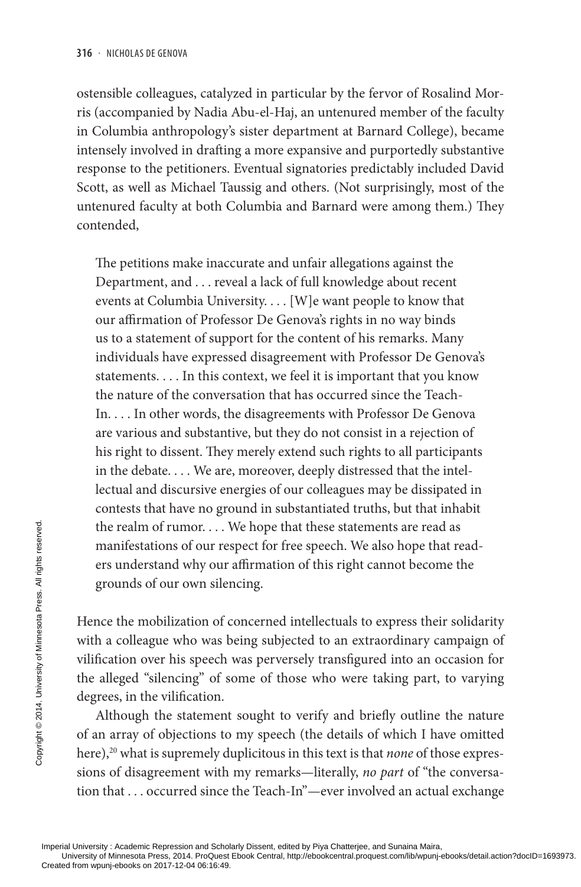ostensible colleagues, catalyzed in particular by the fervor of Rosalind Morris (accompanied by Nadia Abu-el-Haj, an untenured member of the faculty in Columbia anthropology's sister department at Barnard College), became intensely involved in drafting a more expansive and purportedly substantive response to the petitioners. Eventual signatories predictably included David Scott, as well as Michael Taussig and others. (Not surprisingly, most of the untenured faculty at both Columbia and Barnard were among them.) They contended,

> The petitions make inaccurate and unfair allegations against the Department, and . . . reveal a lack of full knowledge about recent events at Columbia University. . . . [W]e want people to know that our affirmation of Professor De Genova's rights in no way binds us to a statement of support for the content of his remarks. Many individuals have expressed disagreement with Professor De Genova's statements. . . . In this context, we feel it is important that you know the nature of the conversation that has occurred since the Teach-In. . . . In other words, the disagreements with Professor De Genova are various and substantive, but they do not consist in a rejection of his right to dissent. They merely extend such rights to all participants in the debate. . . . We are, moreover, deeply distressed that the intellectual and discursive energies of our colleagues may be dissipated in contests that have no ground in substantiated truths, but that inhabit the realm of rumor. . . . We hope that these statements are read as manifestations of our respect for free speech. We also hope that readers understand why our affirmation of this right cannot become the grounds of our own silencing.

Hence the mobilization of concerned intellectuals to express their solidarity with a colleague who was being subjected to an extraordinary campaign of vilification over his speech was perversely transfigured into an occasion for the alleged "silencing" of some of those who were taking part, to varying degrees, in the vilification.

Although the statement sought to verify and briefly outline the nature of an array of objections to my speech (the details of which I have omitted here),[20] what is supremely duplicitous in this text is that *none* of those expressions of disagreement with my remarks—literally, *no part* of "the conversation that . . . occurred since the Teach-In"—ever involved an actual exchange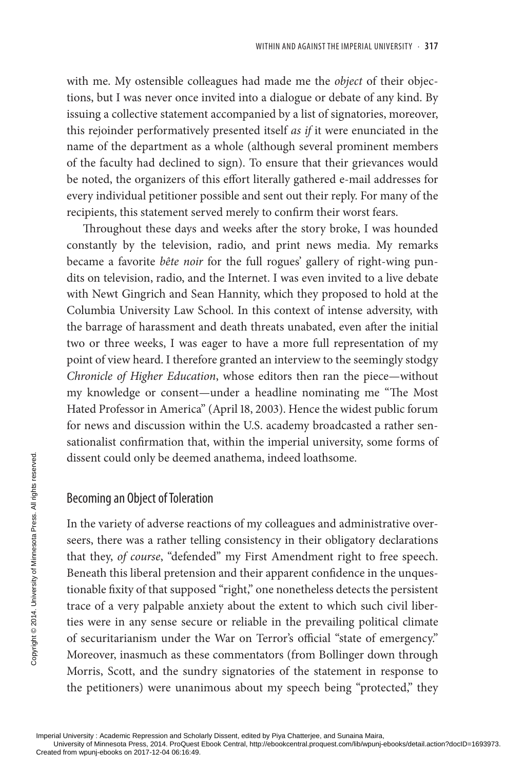with me. My ostensible colleagues had made me the *object* of their objections, but I was never once invited into a dialogue or debate of any kind. By issuing a collective statement accompanied by a list of signatories, moreover, this rejoinder performatively presented itself *as if* it were enunciated in the name of the department as a whole (although several prominent members of the faculty had declined to sign). To ensure that their grievances would be noted, the organizers of this effort literally gathered e-mail addresses for every individual petitioner possible and sent out their reply. For many of the recipients, this statement served merely to confirm their worst fears.

Throughout these days and weeks after the story broke, I was hounded constantly by the television, radio, and print news media. My remarks became a favorite *bête noir* for the full rogues' gallery of right-wing pundits on television, radio, and the Internet. I was even invited to a live debate with Newt Gingrich and Sean Hannity, which they proposed to hold at the Columbia University Law School. In this context of intense adversity, with the barrage of harassment and death threats unabated, even after the initial two or three weeks, I was eager to have a more full representation of my point of view heard. I therefore granted an interview to the seemingly stodgy *Chronicle of Higher Education*, whose editors then ran the piece—without my knowledge or consent—under a headline nominating me "The Most Hated Professor in America" (April 18, 2003). Hence the widest public forum for news and discussion within the U.S. academy broadcasted a rather sensationalist confirmation that, within the imperial university, some forms of dissent could only be deemed anathema, indeed loathsome.

## Becoming an Object of Toleration

In the variety of adverse reactions of my colleagues and administrative overseers, there was a rather telling consistency in their obligatory declarations that they, *of course*, "defended" my First Amendment right to free speech. Beneath this liberal pretension and their apparent confidence in the unquestionable fixity of that supposed "right," one nonetheless detects the persistent trace of a very palpable anxiety about the extent to which such civil liberties were in any sense secure or reliable in the prevailing political climate of securitarianism under the War on Terror's official "state of emergency." Moreover, inasmuch as these commentators (from Bollinger down through Morris, Scott, and the sundry signatories of the statement in response to the petitioners) were unanimous about my speech being "protected," they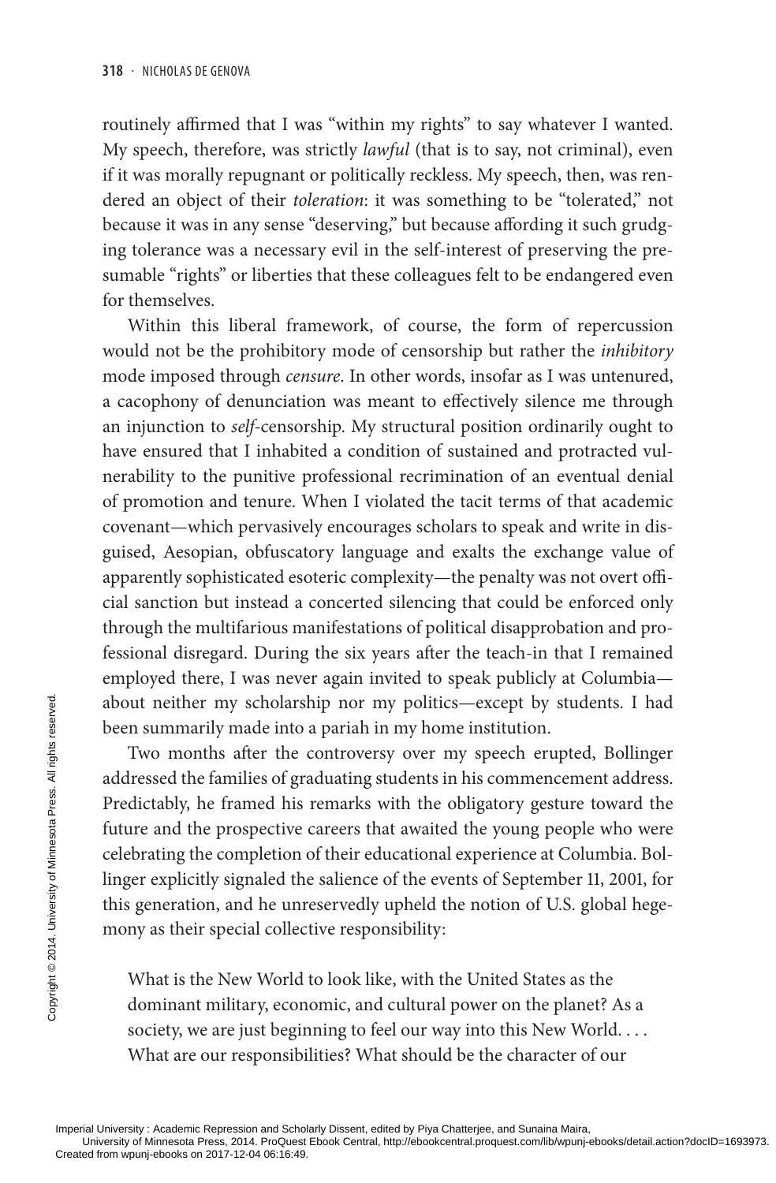routinely affirmed that I was "within my rights" to say whatever I wanted. My speech, therefore, was strictly *lawful* (that is to say, not criminal), even if it was morally repugnant or politically reckless. My speech, then, was rendered an object of their *toleration*: it was something to be "tolerated," not because it was in any sense "deserving," but because affording it such grudging tolerance was a necessary evil in the self-interest of preserving the presumable "rights" or liberties that these colleagues felt to be endangered even for themselves.

Within this liberal framework, of course, the form of repercussion would not be the prohibitory mode of censorship but rather the *inhibitory* mode imposed through *censure*. In other words, insofar as I was untenured, a cacophony of denunciation was meant to effectively silence me through an injunction to *self*-censorship. My structural position ordinarily ought to have ensured that I inhabited a condition of sustained and protracted vulnerability to the punitive professional recrimination of an eventual denial of promotion and tenure. When I violated the tacit terms of that academic covenant—which pervasively encourages scholars to speak and write in disguised, Aesopian, obfuscatory language and exalts the exchange value of apparently sophisticated esoteric complexity—the penalty was not overt official sanction but instead a concerted silencing that could be enforced only through the multifarious manifestations of political disapprobation and professional disregard. During the six years after the teach-in that I remained employed there, I was never again invited to speak publicly at Columbia—about neither my scholarship nor my politics—except by students. I had been summarily made into a pariah in my home institution.

Two months after the controversy over my speech erupted, Bollinger addressed the families of graduating students in his commencement address. Predictably, he framed his remarks with the obligatory gesture toward the future and the prospective careers that awaited the young people who were celebrating the completion of their educational experience at Columbia. Bollinger explicitly signaled the salience of the events of September 11, 2001, for this generation, and he unreservedly upheld the notion of U.S. global hegemony as their special collective responsibility:

> What is the New World to look like, with the United States as the dominant military, economic, and cultural power on the planet? As a society, we are just beginning to feel our way into this New World. . . . What are our responsibilities? What should be the character of our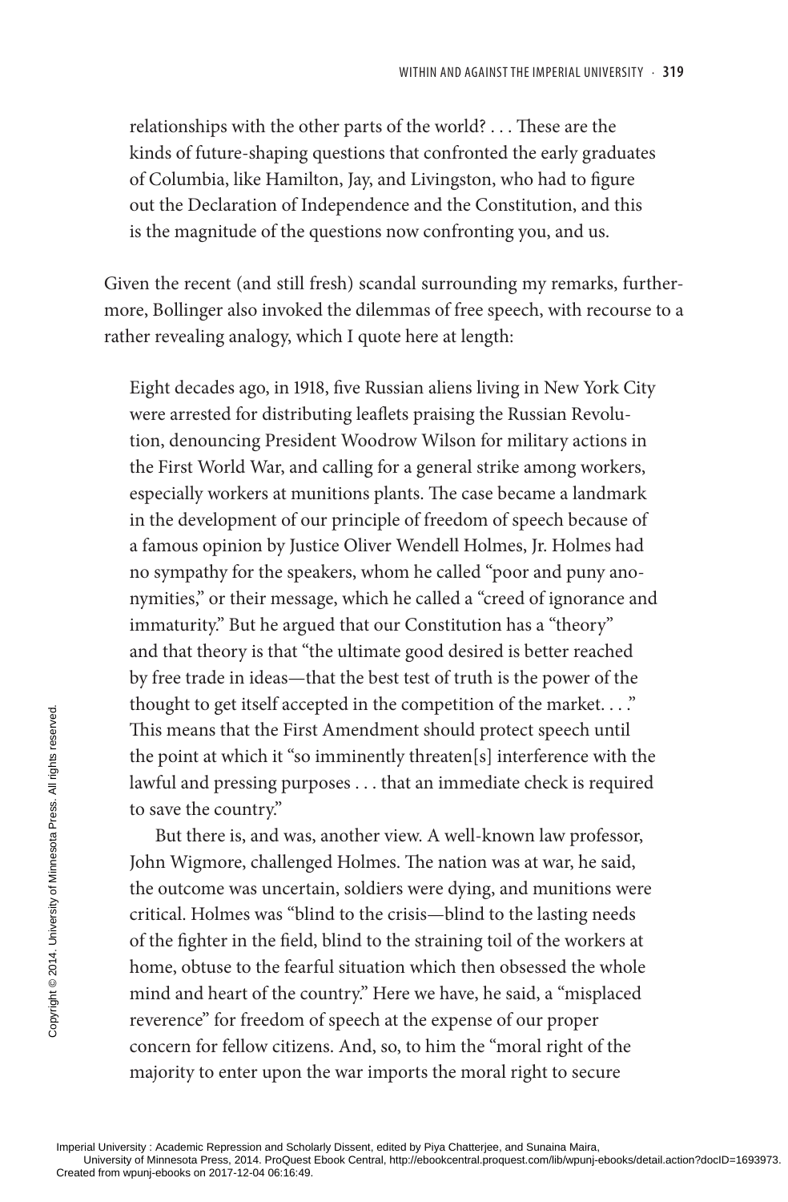> relationships with the other parts of the world? . . . These are the kinds of future-shaping questions that confronted the early graduates of Columbia, like Hamilton, Jay, and Livingston, who had to figure out the Declaration of Independence and the Constitution, and this is the magnitude of the questions now confronting you, and us.

Given the recent (and still fresh) scandal surrounding my remarks, furthermore, Bollinger also invoked the dilemmas of free speech, with recourse to a rather revealing analogy, which I quote here at length:

> Eight decades ago, in 1918, five Russian aliens living in New York City were arrested for distributing leaflets praising the Russian Revolution, denouncing President Woodrow Wilson for military actions in the First World War, and calling for a general strike among workers, especially workers at munitions plants. The case became a landmark in the development of our principle of freedom of speech because of a famous opinion by Justice Oliver Wendell Holmes, Jr. Holmes had no sympathy for the speakers, whom he called "poor and puny anonymities," or their message, which he called a "creed of ignorance and immaturity." But he argued that our Constitution has a "theory" and that theory is that "the ultimate good desired is better reached by free trade in ideas—that the best test of truth is the power of the thought to get itself accepted in the competition of the market. . . ." This means that the First Amendment should protect speech until the point at which it "so imminently threaten[s] interference with the lawful and pressing purposes . . . that an immediate check is required to save the country."
>
> But there is, and was, another view. A well-known law professor, John Wigmore, challenged Holmes. The nation was at war, he said, the outcome was uncertain, soldiers were dying, and munitions were critical. Holmes was "blind to the crisis—blind to the lasting needs of the fighter in the field, blind to the straining toil of the workers at home, obtuse to the fearful situation which then obsessed the whole mind and heart of the country." Here we have, he said, a "misplaced reverence" for freedom of speech at the expense of our proper concern for fellow citizens. And, so, to him the "moral right of the majority to enter upon the war imports the moral right to secure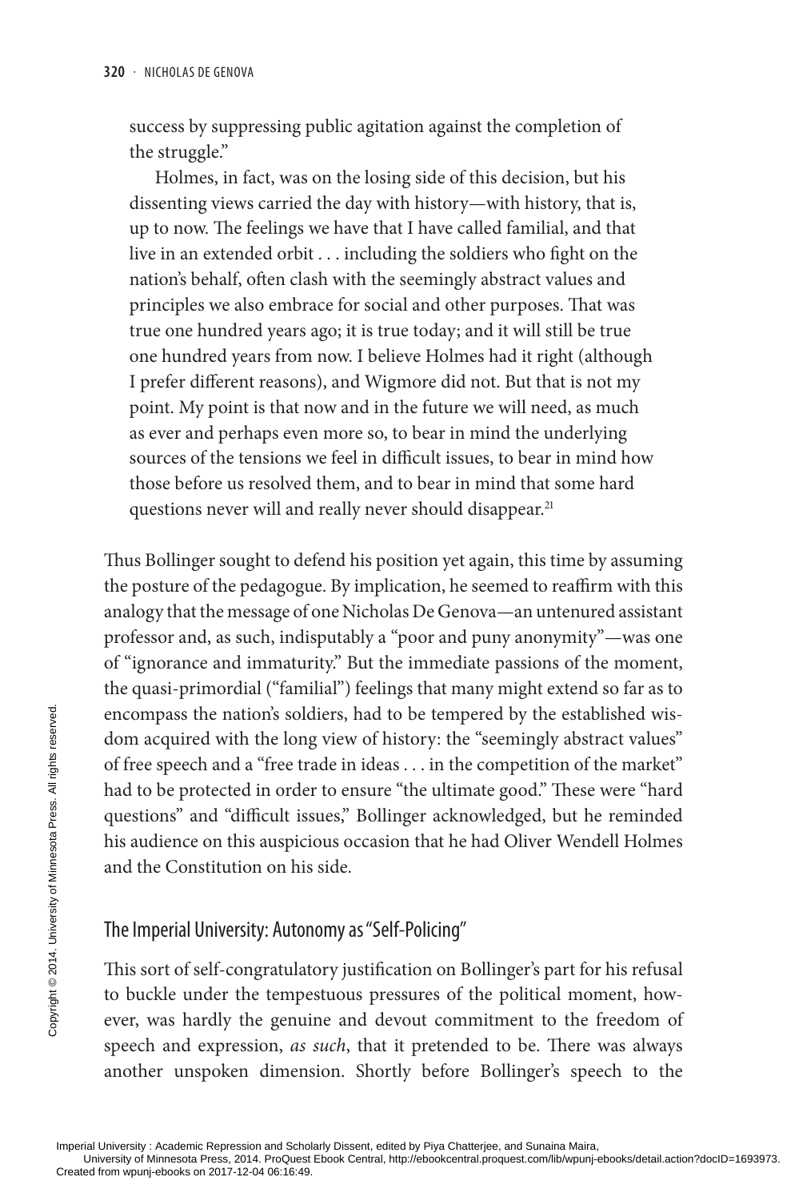success by suppressing public agitation against the completion of the struggle."

> Holmes, in fact, was on the losing side of this decision, but his dissenting views carried the day with history—with history, that is, up to now. The feelings we have that I have called familial, and that live in an extended orbit . . . including the soldiers who fight on the nation's behalf, often clash with the seemingly abstract values and principles we also embrace for social and other purposes. That was true one hundred years ago; it is true today; and it will still be true one hundred years from now. I believe Holmes had it right (although I prefer different reasons), and Wigmore did not. But that is not my point. My point is that now and in the future we will need, as much as ever and perhaps even more so, to bear in mind the underlying sources of the tensions we feel in difficult issues, to bear in mind how those before us resolved them, and to bear in mind that some hard questions never will and really never should disappear.[21]

Thus Bollinger sought to defend his position yet again, this time by assuming the posture of the pedagogue. By implication, he seemed to reaffirm with this analogy that the message of one Nicholas De Genova—an untenured assistant professor and, as such, indisputably a "poor and puny anonymity"—was one of "ignorance and immaturity." But the immediate passions of the moment, the quasi-primordial ("familial") feelings that many might extend so far as to encompass the nation's soldiers, had to be tempered by the established wisdom acquired with the long view of history: the "seemingly abstract values" of free speech and a "free trade in ideas . . . in the competition of the market" had to be protected in order to ensure "the ultimate good." These were "hard questions" and "difficult issues," Bollinger acknowledged, but he reminded his audience on this auspicious occasion that he had Oliver Wendell Holmes and the Constitution on his side.

## The Imperial University: Autonomy as "Self-Policing"

This sort of self-congratulatory justification on Bollinger's part for his refusal to buckle under the tempestuous pressures of the political moment, however, was hardly the genuine and devout commitment to the freedom of speech and expression, *as such*, that it pretended to be. There was always another unspoken dimension. Shortly before Bollinger's speech to the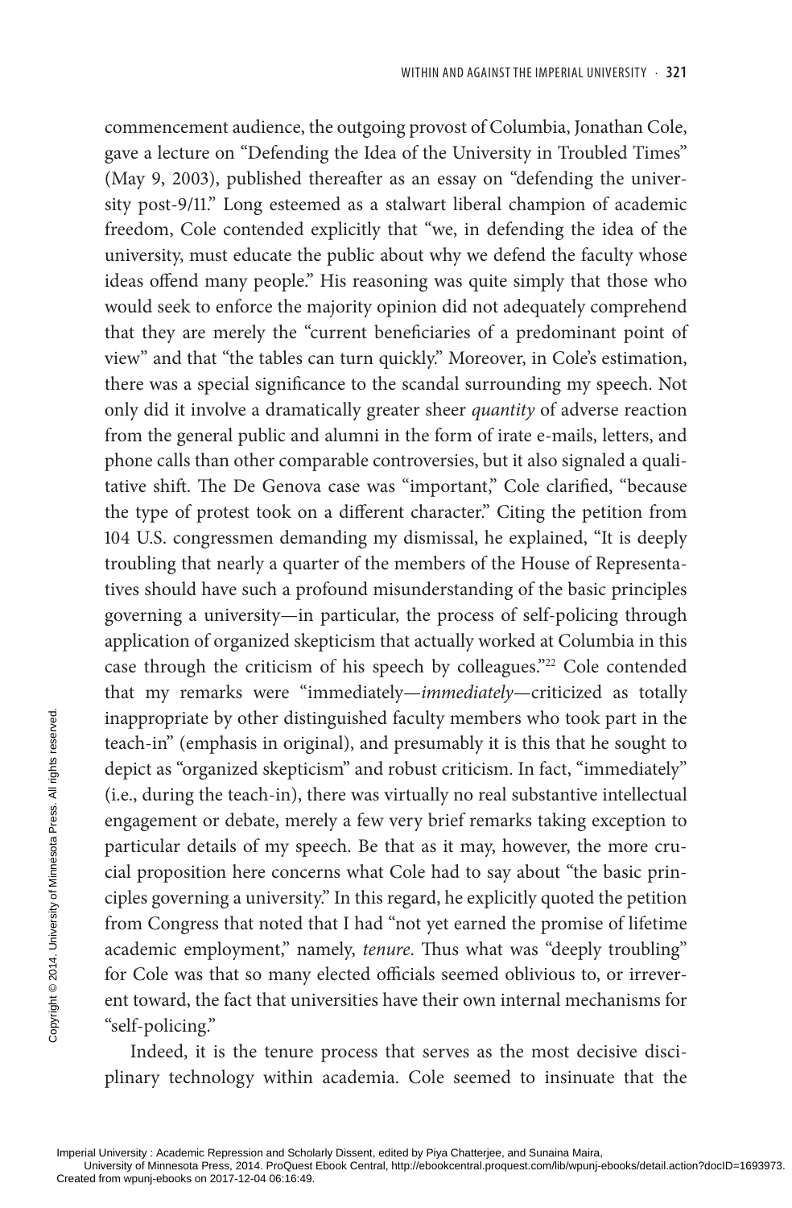commencement audience, the outgoing provost of Columbia, Jonathan Cole, gave a lecture on "Defending the Idea of the University in Troubled Times" (May 9, 2003), published thereafter as an essay on "defending the university post-9/11." Long esteemed as a stalwart liberal champion of academic freedom, Cole contended explicitly that "we, in defending the idea of the university, must educate the public about why we defend the faculty whose ideas offend many people." His reasoning was quite simply that those who would seek to enforce the majority opinion did not adequately comprehend that they are merely the "current beneficiaries of a predominant point of view" and that "the tables can turn quickly." Moreover, in Cole's estimation, there was a special significance to the scandal surrounding my speech. Not only did it involve a dramatically greater sheer *quantity* of adverse reaction from the general public and alumni in the form of irate e-mails, letters, and phone calls than other comparable controversies, but it also signaled a qualitative shift. The De Genova case was "important," Cole clarified, "because the type of protest took on a different character." Citing the petition from 104 U.S. congressmen demanding my dismissal, he explained, "It is deeply troubling that nearly a quarter of the members of the House of Representatives should have such a profound misunderstanding of the basic principles governing a university—in particular, the process of self-policing through application of organized skepticism that actually worked at Columbia in this case through the criticism of his speech by colleagues."[22] Cole contended that my remarks were "immediately—*immediately*—criticized as totally inappropriate by other distinguished faculty members who took part in the teach-in" (emphasis in original), and presumably it is this that he sought to depict as "organized skepticism" and robust criticism. In fact, "immediately" (i.e., during the teach-in), there was virtually no real substantive intellectual engagement or debate, merely a few very brief remarks taking exception to particular details of my speech. Be that as it may, however, the more crucial proposition here concerns what Cole had to say about "the basic principles governing a university." In this regard, he explicitly quoted the petition from Congress that noted that I had "not yet earned the promise of lifetime academic employment," namely, *tenure*. Thus what was "deeply troubling" for Cole was that so many elected officials seemed oblivious to, or irreverent toward, the fact that universities have their own internal mechanisms for "self-policing."

Indeed, it is the tenure process that serves as the most decisive disciplinary technology within academia. Cole seemed to insinuate that the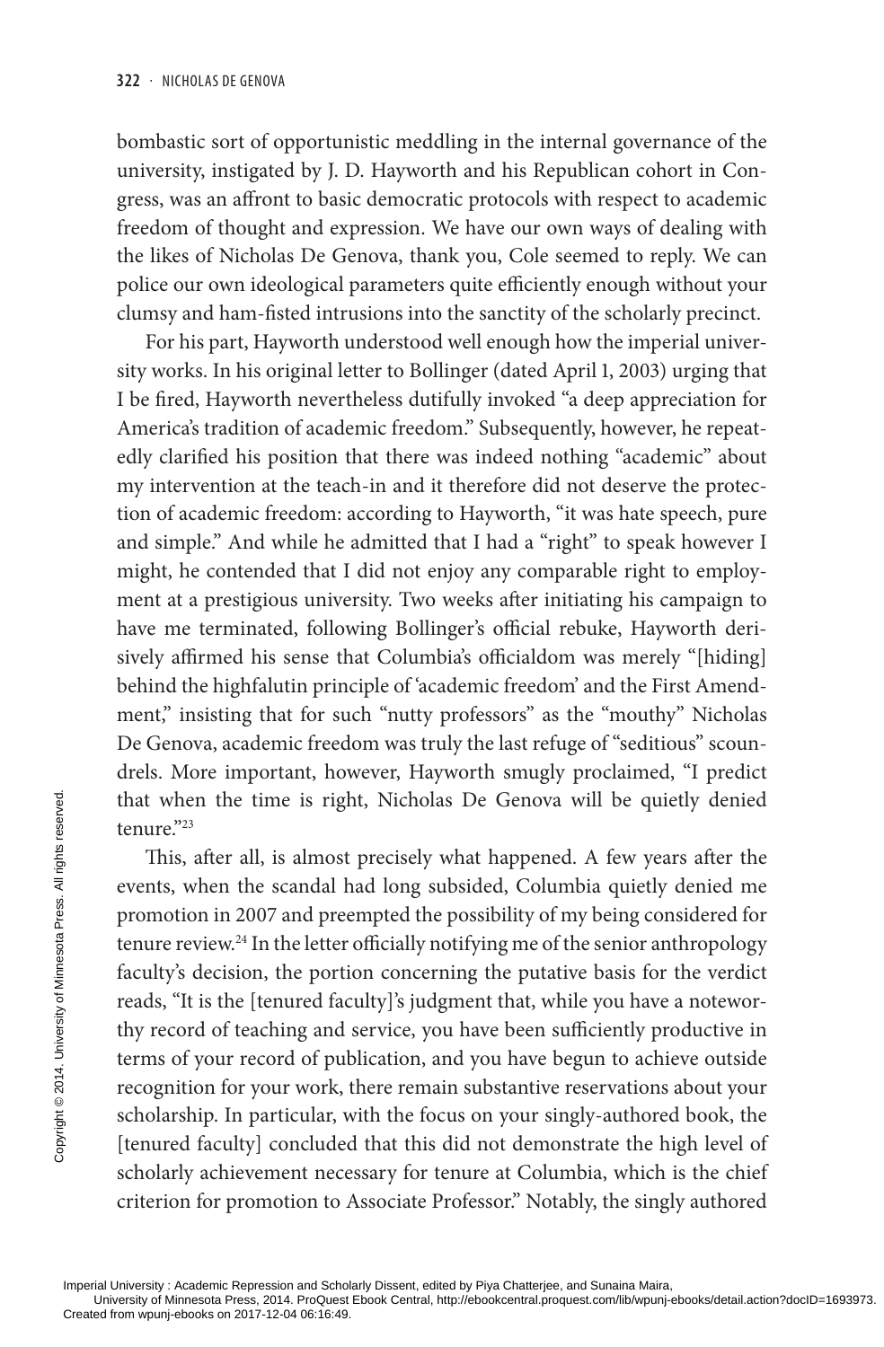bombastic sort of opportunistic meddling in the internal governance of the university, instigated by J. D. Hayworth and his Republican cohort in Congress, was an affront to basic democratic protocols with respect to academic freedom of thought and expression. We have our own ways of dealing with the likes of Nicholas De Genova, thank you, Cole seemed to reply. We can police our own ideological parameters quite efficiently enough without your clumsy and ham-fisted intrusions into the sanctity of the scholarly precinct.

For his part, Hayworth understood well enough how the imperial university works. In his original letter to Bollinger (dated April 1, 2003) urging that I be fired, Hayworth nevertheless dutifully invoked "a deep appreciation for America's tradition of academic freedom." Subsequently, however, he repeatedly clarified his position that there was indeed nothing "academic" about my intervention at the teach-in and it therefore did not deserve the protection of academic freedom: according to Hayworth, "it was hate speech, pure and simple." And while he admitted that I had a "right" to speak however I might, he contended that I did not enjoy any comparable right to employment at a prestigious university. Two weeks after initiating his campaign to have me terminated, following Bollinger's official rebuke, Hayworth derisively affirmed his sense that Columbia's officialdom was merely "[hiding] behind the highfalutin principle of 'academic freedom' and the First Amendment," insisting that for such "nutty professors" as the "mouthy" Nicholas De Genova, academic freedom was truly the last refuge of "seditious" scoundrels. More important, however, Hayworth smugly proclaimed, "I predict that when the time is right, Nicholas De Genova will be quietly denied tenure."[23]

This, after all, is almost precisely what happened. A few years after the events, when the scandal had long subsided, Columbia quietly denied me promotion in 2007 and preempted the possibility of my being considered for tenure review.[24] In the letter officially notifying me of the senior anthropology faculty's decision, the portion concerning the putative basis for the verdict reads, "It is the [tenured faculty]'s judgment that, while you have a noteworthy record of teaching and service, you have been sufficiently productive in terms of your record of publication, and you have begun to achieve outside recognition for your work, there remain substantive reservations about your scholarship. In particular, with the focus on your singly-authored book, the [tenured faculty] concluded that this did not demonstrate the high level of scholarly achievement necessary for tenure at Columbia, which is the chief criterion for promotion to Associate Professor." Notably, the singly authored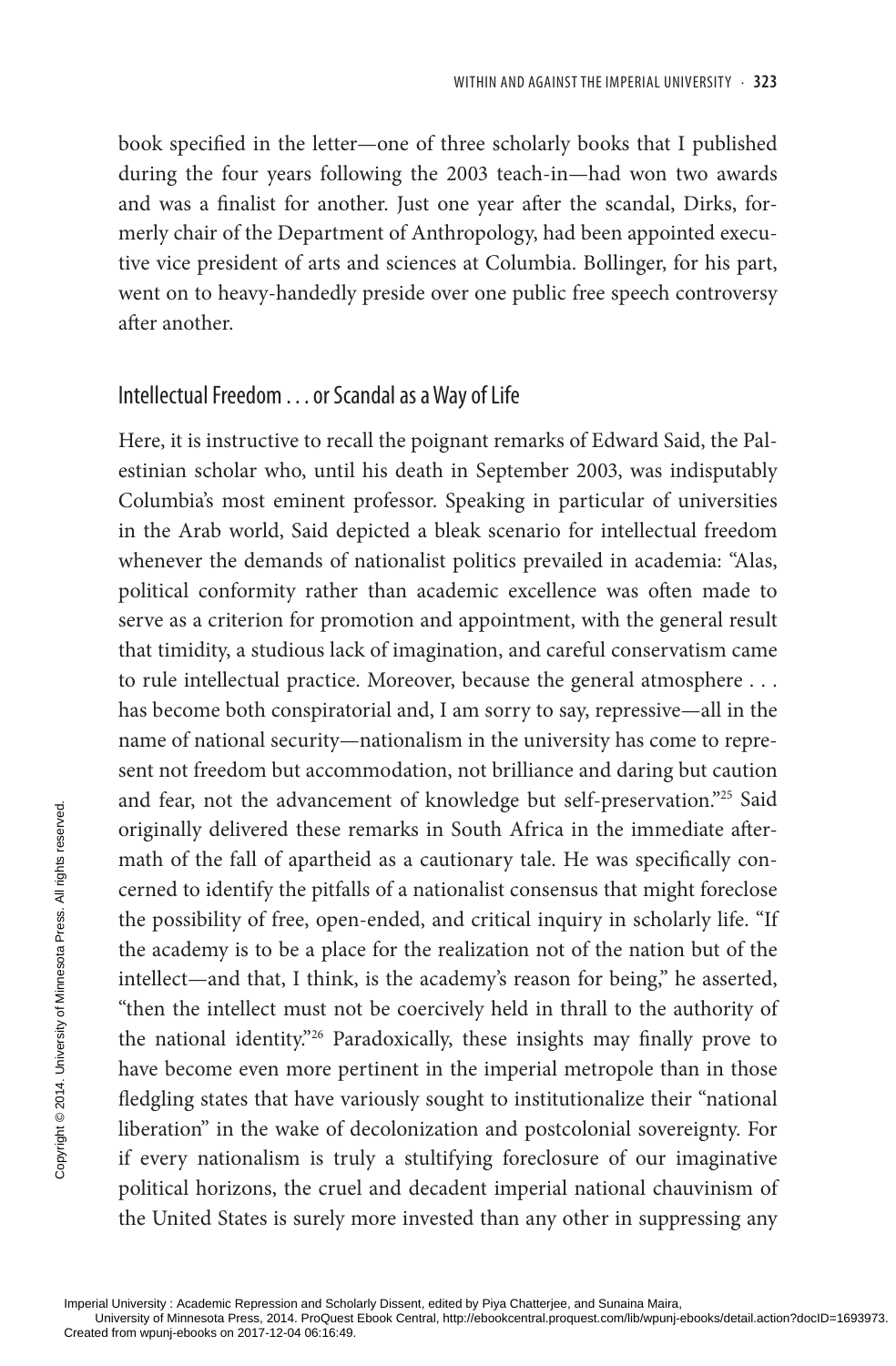book specified in the letter—one of three scholarly books that I published during the four years following the 2003 teach-in—had won two awards and was a finalist for another. Just one year after the scandal, Dirks, formerly chair of the Department of Anthropology, had been appointed executive vice president of arts and sciences at Columbia. Bollinger, for his part, went on to heavy-handedly preside over one public free speech controversy after another.

## Intellectual Freedom . . . or Scandal as a Way of Life

Here, it is instructive to recall the poignant remarks of Edward Said, the Palestinian scholar who, until his death in September 2003, was indisputably Columbia's most eminent professor. Speaking in particular of universities in the Arab world, Said depicted a bleak scenario for intellectual freedom whenever the demands of nationalist politics prevailed in academia: "Alas, political conformity rather than academic excellence was often made to serve as a criterion for promotion and appointment, with the general result that timidity, a studious lack of imagination, and careful conservatism came to rule intellectual practice. Moreover, because the general atmosphere . . . has become both conspiratorial and, I am sorry to say, repressive—all in the name of national security—nationalism in the university has come to represent not freedom but accommodation, not brilliance and daring but caution and fear, not the advancement of knowledge but self-preservation."[25] Said originally delivered these remarks in South Africa in the immediate aftermath of the fall of apartheid as a cautionary tale. He was specifically concerned to identify the pitfalls of a nationalist consensus that might foreclose the possibility of free, open-ended, and critical inquiry in scholarly life. "If the academy is to be a place for the realization not of the nation but of the intellect—and that, I think, is the academy's reason for being," he asserted, "then the intellect must not be coercively held in thrall to the authority of the national identity."[26] Paradoxically, these insights may finally prove to have become even more pertinent in the imperial metropole than in those fledgling states that have variously sought to institutionalize their "national liberation" in the wake of decolonization and postcolonial sovereignty. For if every nationalism is truly a stultifying foreclosure of our imaginative political horizons, the cruel and decadent imperial national chauvinism of the United States is surely more invested than any other in suppressing any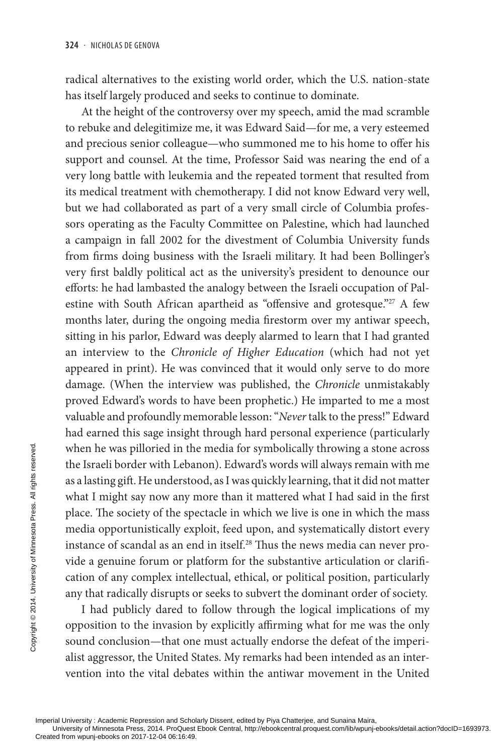radical alternatives to the existing world order, which the U.S. nation-state has itself largely produced and seeks to continue to dominate.

At the height of the controversy over my speech, amid the mad scramble to rebuke and delegitimize me, it was Edward Said—for me, a very esteemed and precious senior colleague—who summoned me to his home to offer his support and counsel. At the time, Professor Said was nearing the end of a very long battle with leukemia and the repeated torment that resulted from its medical treatment with chemotherapy. I did not know Edward very well, but we had collaborated as part of a very small circle of Columbia professors operating as the Faculty Committee on Palestine, which had launched a campaign in fall 2002 for the divestment of Columbia University funds from firms doing business with the Israeli military. It had been Bollinger's very first baldly political act as the university's president to denounce our efforts: he had lambasted the analogy between the Israeli occupation of Palestine with South African apartheid as "offensive and grotesque."[27] A few months later, during the ongoing media firestorm over my antiwar speech, sitting in his parlor, Edward was deeply alarmed to learn that I had granted an interview to the *Chronicle of Higher Education* (which had not yet appeared in print). He was convinced that it would only serve to do more damage. (When the interview was published, the *Chronicle* unmistakably proved Edward's words to have been prophetic.) He imparted to me a most valuable and profoundly memorable lesson: "*Never* talk to the press!" Edward had earned this sage insight through hard personal experience (particularly when he was pilloried in the media for symbolically throwing a stone across the Israeli border with Lebanon). Edward's words will always remain with me as a lasting gift. He understood, as I was quickly learning, that it did not matter what I might say now any more than it mattered what I had said in the first place. The society of the spectacle in which we live is one in which the mass media opportunistically exploit, feed upon, and systematically distort every instance of scandal as an end in itself.[28] Thus the news media can never provide a genuine forum or platform for the substantive articulation or clarification of any complex intellectual, ethical, or political position, particularly any that radically disrupts or seeks to subvert the dominant order of society.

I had publicly dared to follow through the logical implications of my opposition to the invasion by explicitly affirming what for me was the only sound conclusion—that one must actually endorse the defeat of the imperialist aggressor, the United States. My remarks had been intended as an intervention into the vital debates within the antiwar movement in the United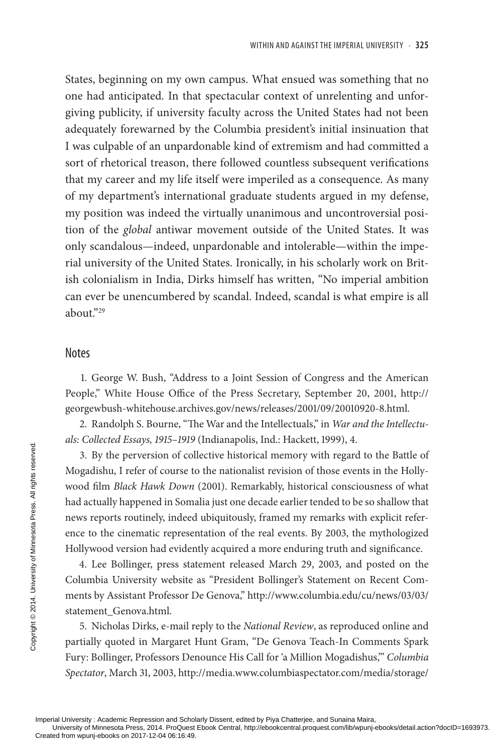States, beginning on my own campus. What ensued was something that no one had anticipated. In that spectacular context of unrelenting and unforgiving publicity, if university faculty across the United States had not been adequately forewarned by the Columbia president's initial insinuation that I was culpable of an unpardonable kind of extremism and had committed a sort of rhetorical treason, there followed countless subsequent verifications that my career and my life itself were imperiled as a consequence. As many of my department's international graduate students argued in my defense, my position was indeed the virtually unanimous and uncontroversial position of the *global* antiwar movement outside of the United States. It was only scandalous—indeed, unpardonable and intolerable—within the imperial university of the United States. Ironically, in his scholarly work on British colonialism in India, Dirks himself has written, "No imperial ambition can ever be unencumbered by scandal. Indeed, scandal is what empire is all about."[29]

## Notes

1. George W. Bush, "Address to a Joint Session of Congress and the American People," White House Office of the Press Secretary, September 20, 2001, http://georgewbush-whitehouse.archives.gov/news/releases/2001/09/20010920-8.html.

2. Randolph S. Bourne, "The War and the Intellectuals," in *War and the Intellectuals: Collected Essays, 1915–1919* (Indianapolis, Ind.: Hackett, 1999), 4.

3. By the perversion of collective historical memory with regard to the Battle of Mogadishu, I refer of course to the nationalist revision of those events in the Hollywood film *Black Hawk Down* (2001). Remarkably, historical consciousness of what had actually happened in Somalia just one decade earlier tended to be so shallow that news reports routinely, indeed ubiquitously, framed my remarks with explicit reference to the cinematic representation of the real events. By 2003, the mythologized Hollywood version had evidently acquired a more enduring truth and significance.

4. Lee Bollinger, press statement released March 29, 2003, and posted on the Columbia University website as "President Bollinger's Statement on Recent Comments by Assistant Professor De Genova," http://www.columbia.edu/cu/news/03/03/statement_Genova.html.

5. Nicholas Dirks, e-mail reply to the *National Review*, as reproduced online and partially quoted in Margaret Hunt Gram, "De Genova Teach-In Comments Spark Fury: Bollinger, Professors Denounce His Call for 'a Million Mogadishus,'" *Columbia Spectator*, March 31, 2003, http://media.www.columbiaspectator.com/media/storage/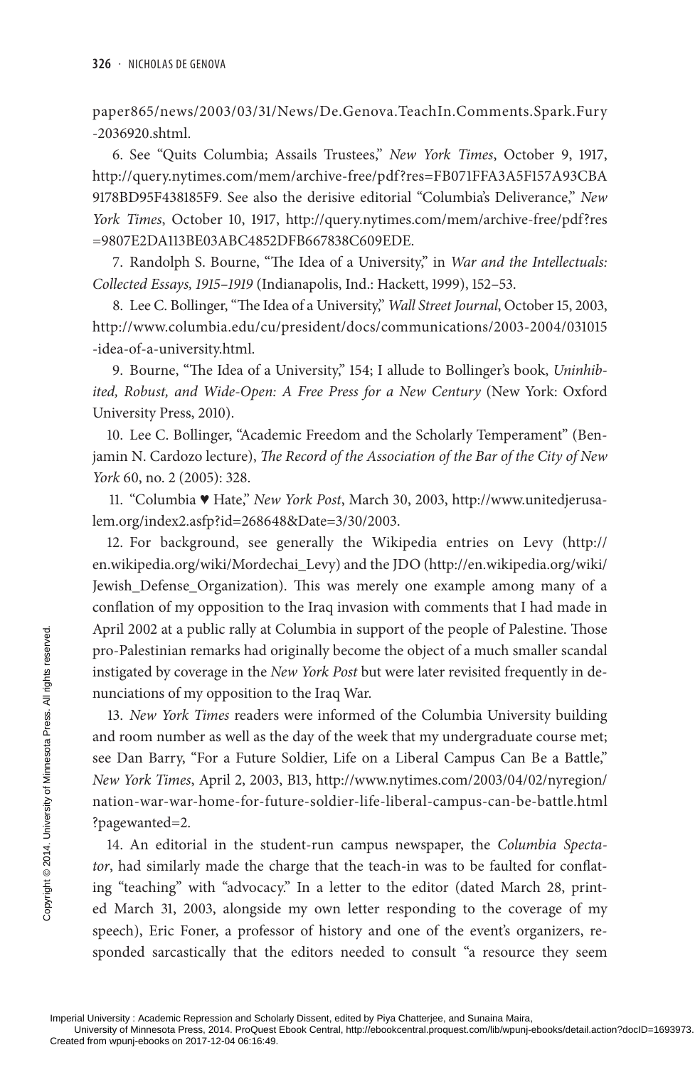paper865/news/2003/03/31/News/De.Genova.TeachIn.Comments.Spark.Fury-2036920.shtml.

6. See "Quits Columbia; Assails Trustees," *New York Times*, October 9, 1917, http://query.nytimes.com/mem/archive-free/pdf?res=FB071FFA3A5F157A93CBA9178BD95F438185F9. See also the derisive editorial "Columbia's Deliverance," *New York Times*, October 10, 1917, http://query.nytimes.com/mem/archive-free/pdf?res=9807E2DA113BE03ABC4852DFB667838C609EDE.

7. Randolph S. Bourne, "The Idea of a University," in *War and the Intellectuals: Collected Essays, 1915–1919* (Indianapolis, Ind.: Hackett, 1999), 152–53.

8. Lee C. Bollinger, "The Idea of a University," *Wall Street Journal*, October 15, 2003, http://www.columbia.edu/cu/president/docs/communications/2003-2004/031015-idea-of-a-university.html.

9. Bourne, "The Idea of a University," 154; I allude to Bollinger's book, *Uninhibited, Robust, and Wide-Open: A Free Press for a New Century* (New York: Oxford University Press, 2010).

10. Lee C. Bollinger, "Academic Freedom and the Scholarly Temperament" (Benjamin N. Cardozo lecture), *The Record of the Association of the Bar of the City of New York* 60, no. 2 (2005): 328.

11. "Columbia ♥ Hate," *New York Post*, March 30, 2003, http://www.unitedjerusalem.org/index2.asfp?id=268648&Date=3/30/2003.

12. For background, see generally the Wikipedia entries on Levy (http://en.wikipedia.org/wiki/Mordechai_Levy) and the JDO (http://en.wikipedia.org/wiki/Jewish_Defense_Organization). This was merely one example among many of a conflation of my opposition to the Iraq invasion with comments that I had made in April 2002 at a public rally at Columbia in support of the people of Palestine. Those pro-Palestinian remarks had originally become the object of a much smaller scandal instigated by coverage in the *New York Post* but were later revisited frequently in denunciations of my opposition to the Iraq War.

13. *New York Times* readers were informed of the Columbia University building and room number as well as the day of the week that my undergraduate course met; see Dan Barry, "For a Future Soldier, Life on a Liberal Campus Can Be a Battle," *New York Times*, April 2, 2003, B13, http://www.nytimes.com/2003/04/02/nyregion/nation-war-war-home-for-future-soldier-life-liberal-campus-can-be-battle.html?pagewanted=2.

14. An editorial in the student-run campus newspaper, the *Columbia Spectator*, had similarly made the charge that the teach-in was to be faulted for conflating "teaching" with "advocacy." In a letter to the editor (dated March 28, printed March 31, 2003, alongside my own letter responding to the coverage of my speech), Eric Foner, a professor of history and one of the event's organizers, responded sarcastically that the editors needed to consult "a resource they seem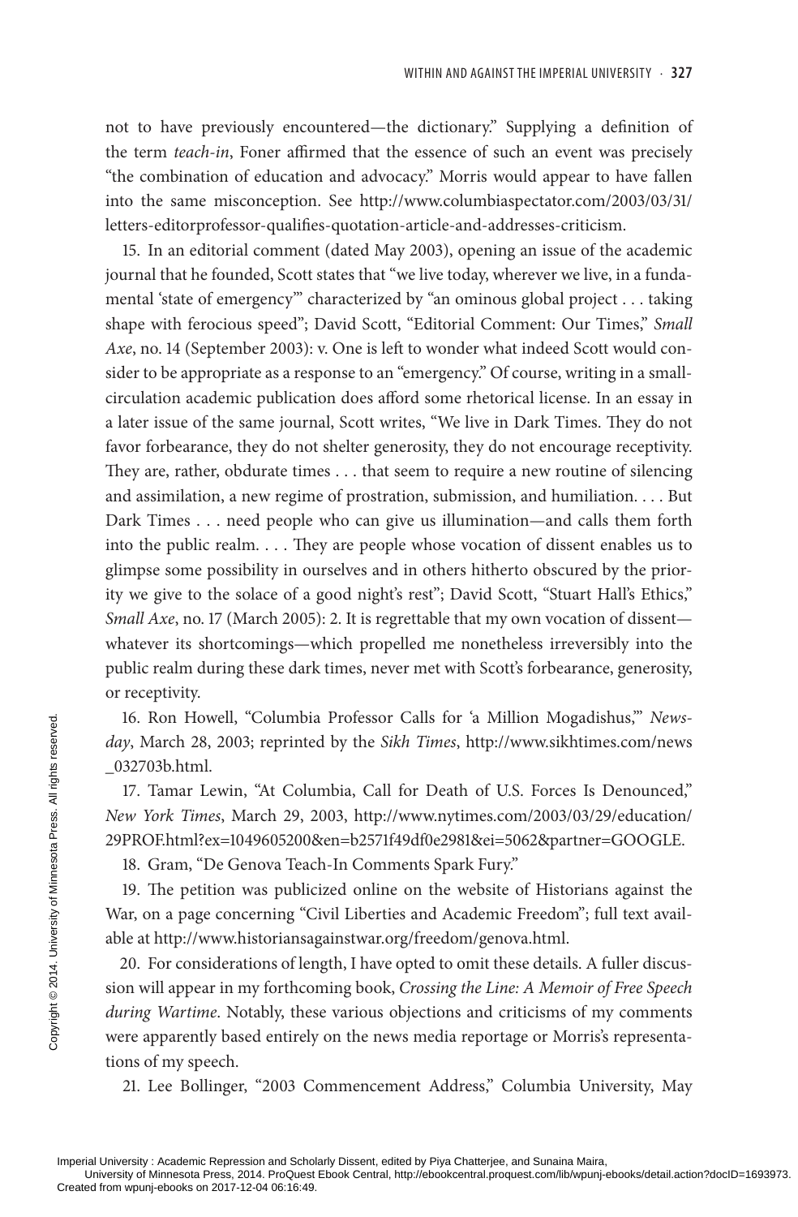not to have previously encountered—the dictionary." Supplying a definition of the term *teach-in*, Foner affirmed that the essence of such an event was precisely "the combination of education and advocacy." Morris would appear to have fallen into the same misconception. See http://www.columbiaspectator.com/2003/03/31/letters-editorprofessor-qualifies-quotation-article-and-addresses-criticism.

15. In an editorial comment (dated May 2003), opening an issue of the academic journal that he founded, Scott states that "we live today, wherever we live, in a fundamental 'state of emergency'" characterized by "an ominous global project . . . taking shape with ferocious speed"; David Scott, "Editorial Comment: Our Times," *Small Axe*, no. 14 (September 2003): v. One is left to wonder what indeed Scott would consider to be appropriate as a response to an "emergency." Of course, writing in a small-circulation academic publication does afford some rhetorical license. In an essay in a later issue of the same journal, Scott writes, "We live in Dark Times. They do not favor forbearance, they do not shelter generosity, they do not encourage receptivity. They are, rather, obdurate times . . . that seem to require a new routine of silencing and assimilation, a new regime of prostration, submission, and humiliation. . . . But Dark Times . . . need people who can give us illumination—and calls them forth into the public realm. . . . They are people whose vocation of dissent enables us to glimpse some possibility in ourselves and in others hitherto obscured by the priority we give to the solace of a good night's rest"; David Scott, "Stuart Hall's Ethics," *Small Axe*, no. 17 (March 2005): 2. It is regrettable that my own vocation of dissent—whatever its shortcomings—which propelled me nonetheless irreversibly into the public realm during these dark times, never met with Scott's forbearance, generosity, or receptivity.

16. Ron Howell, "Columbia Professor Calls for 'a Million Mogadishus,'" *Newsday*, March 28, 2003; reprinted by the *Sikh Times*, http://www.sikhtimes.com/news_032703b.html.

17. Tamar Lewin, "At Columbia, Call for Death of U.S. Forces Is Denounced," *New York Times*, March 29, 2003, http://www.nytimes.com/2003/03/29/education/29PROF.html?ex=1049605200&en=b2571f49df0e2981&ei=5062&partner=GOOGLE.

18. Gram, "De Genova Teach-In Comments Spark Fury."

19. The petition was publicized online on the website of Historians against the War, on a page concerning "Civil Liberties and Academic Freedom"; full text available at http://www.historiansagainstwar.org/freedom/genova.html.

20. For considerations of length, I have opted to omit these details. A fuller discussion will appear in my forthcoming book, *Crossing the Line: A Memoir of Free Speech during Wartime*. Notably, these various objections and criticisms of my comments were apparently based entirely on the news media reportage or Morris's representations of my speech.

21. Lee Bollinger, "2003 Commencement Address," Columbia University, May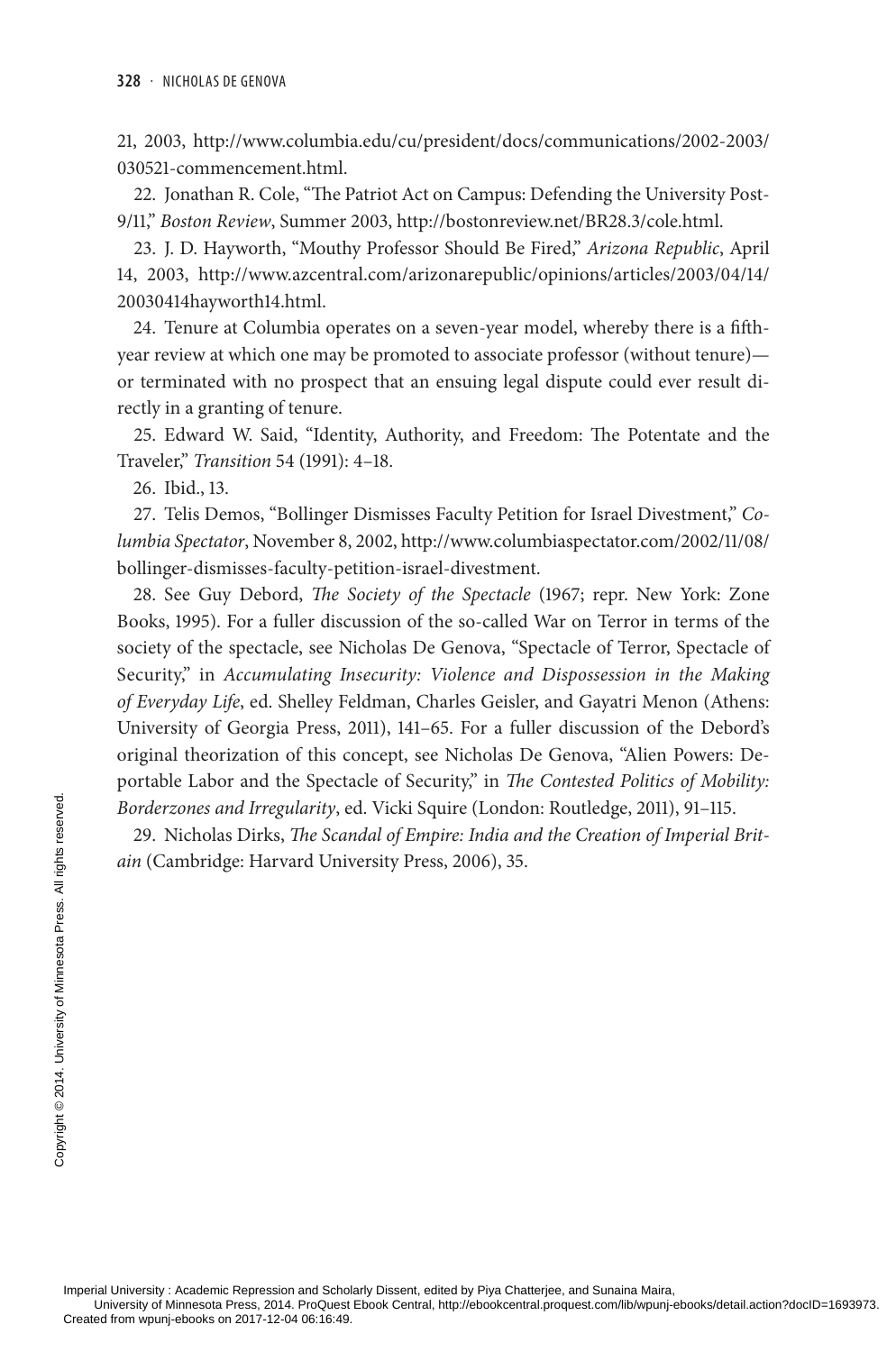21, 2003, http://www.columbia.edu/cu/president/docs/communications/2002-2003/030521-commencement.html.

22. Jonathan R. Cole, "The Patriot Act on Campus: Defending the University Post-9/11," *Boston Review*, Summer 2003, http://bostonreview.net/BR28.3/cole.html.

23. J. D. Hayworth, "Mouthy Professor Should Be Fired," *Arizona Republic*, April 14, 2003, http://www.azcentral.com/arizonarepublic/opinions/articles/2003/04/14/20030414hayworth14.html.

24. Tenure at Columbia operates on a seven-year model, whereby there is a fifth-year review at which one may be promoted to associate professor (without tenure)—or terminated with no prospect that an ensuing legal dispute could ever result directly in a granting of tenure.

25. Edward W. Said, "Identity, Authority, and Freedom: The Potentate and the Traveler," *Transition* 54 (1991): 4–18.

26. Ibid., 13.

27. Telis Demos, "Bollinger Dismisses Faculty Petition for Israel Divestment," *Columbia Spectator*, November 8, 2002, http://www.columbiaspectator.com/2002/11/08/bollinger-dismisses-faculty-petition-israel-divestment.

28. See Guy Debord, *The Society of the Spectacle* (1967; repr. New York: Zone Books, 1995). For a fuller discussion of the so-called War on Terror in terms of the society of the spectacle, see Nicholas De Genova, "Spectacle of Terror, Spectacle of Security," in *Accumulating Insecurity: Violence and Dispossession in the Making of Everyday Life*, ed. Shelley Feldman, Charles Geisler, and Gayatri Menon (Athens: University of Georgia Press, 2011), 141–65. For a fuller discussion of the Debord's original theorization of this concept, see Nicholas De Genova, "Alien Powers: Deportable Labor and the Spectacle of Security," in *The Contested Politics of Mobility: Borderzones and Irregularity*, ed. Vicki Squire (London: Routledge, 2011), 91–115.

29. Nicholas Dirks, *The Scandal of Empire: India and the Creation of Imperial Britain* (Cambridge: Harvard University Press, 2006), 35.